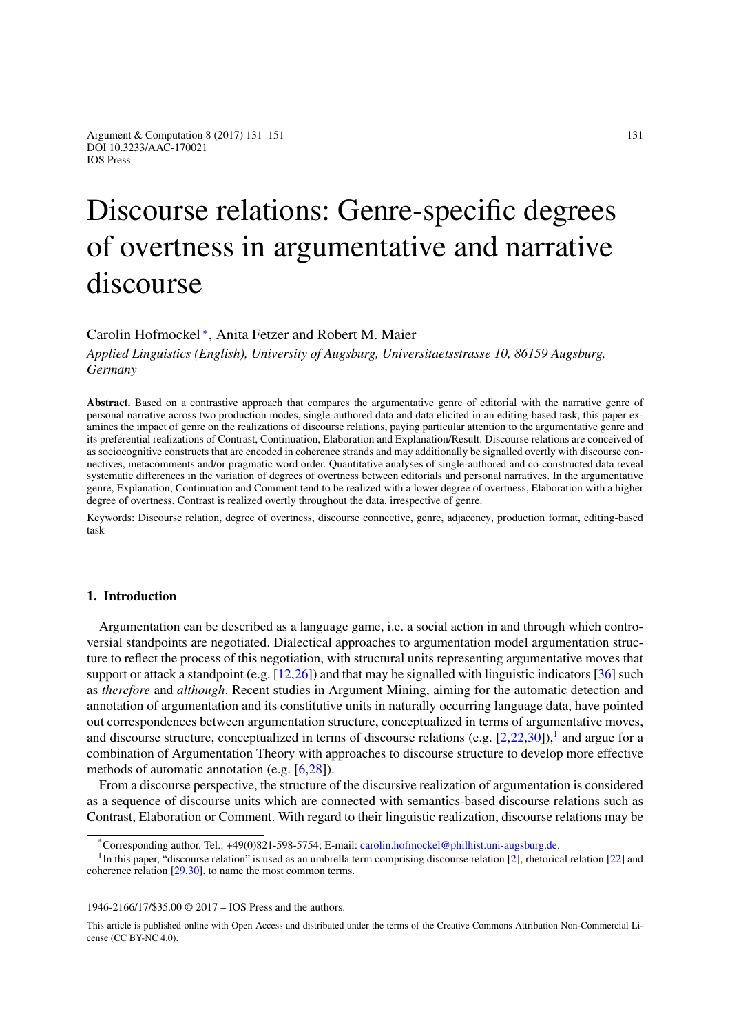# Discourse relations: Genre-specific degrees of overtness in argumentative and narrative discourse

Carolin Hofmockel [*], Anita Fetzer and Robert M. Maier

*Applied Linguistics (English), University of Augsburg, Universitaetsstrasse 10, 86159 Augsburg, Germany*

**Abstract.** Based on a contrastive approach that compares the argumentative genre of editorial with the narrative genre of personal narrative across two production modes, single-authored data and data elicited in an editing-based task, this paper examines the impact of genre on the realizations of discourse relations, paying particular attention to the argumentative genre and its preferential realizations of Contrast, Continuation, Elaboration and Explanation/Result. Discourse relations are conceived of as sociocognitive constructs that are encoded in coherence strands and may additionally be signalled overtly with discourse connectives, metacomments and/or pragmatic word order. Quantitative analyses of single-authored and co-constructed data reveal systematic differences in the variation of degrees of overtness between editorials and personal narratives. In the argumentative genre, Explanation, Continuation and Comment tend to be realized with a lower degree of overtness, Elaboration with a higher degree of overtness. Contrast is realized overtly throughout the data, irrespective of genre.

Keywords: Discourse relation, degree of overtness, discourse connective, genre, adjacency, production format, editing-based task

## 1. Introduction

Argumentation can be described as a language game, i.e. a social action in and through which controversial standpoints are negotiated. Dialectical approaches to argumentation model argumentation structure to reflect the process of this negotiation, with structural units representing argumentative moves that support or attack a standpoint (e.g. [12,26]) and that may be signalled with linguistic indicators [36] such as *therefore* and *although*. Recent studies in Argument Mining, aiming for the automatic detection and annotation of argumentation and its constitutive units in naturally occurring language data, have pointed out correspondences between argumentation structure, conceptualized in terms of argumentative moves, and discourse structure, conceptualized in terms of discourse relations (e.g. [2,22,30]),[1] and argue for a combination of Argumentation Theory with approaches to discourse structure to develop more effective methods of automatic annotation (e.g. [6,28]).

From a discourse perspective, the structure of the discursive realization of argumentation is considered as a sequence of discourse units which are connected with semantics-based discourse relations such as Contrast, Elaboration or Comment. With regard to their linguistic realization, discourse relations may be

[*] Corresponding author. Tel.: +49(0)821-598-5754; E-mail: carolin.hofmockel@philhist.uni-augsburg.de.

[1] In this paper, "discourse relation" is used as an umbrella term comprising discourse relation [2], rhetorical relation [22] and coherence relation [29,30], to name the most common terms.

1946-2166/17/$35.00 © 2017 – IOS Press and the authors.

This article is published online with Open Access and distributed under the terms of the Creative Commons Attribution Non-Commercial License (CC BY-NC 4.0).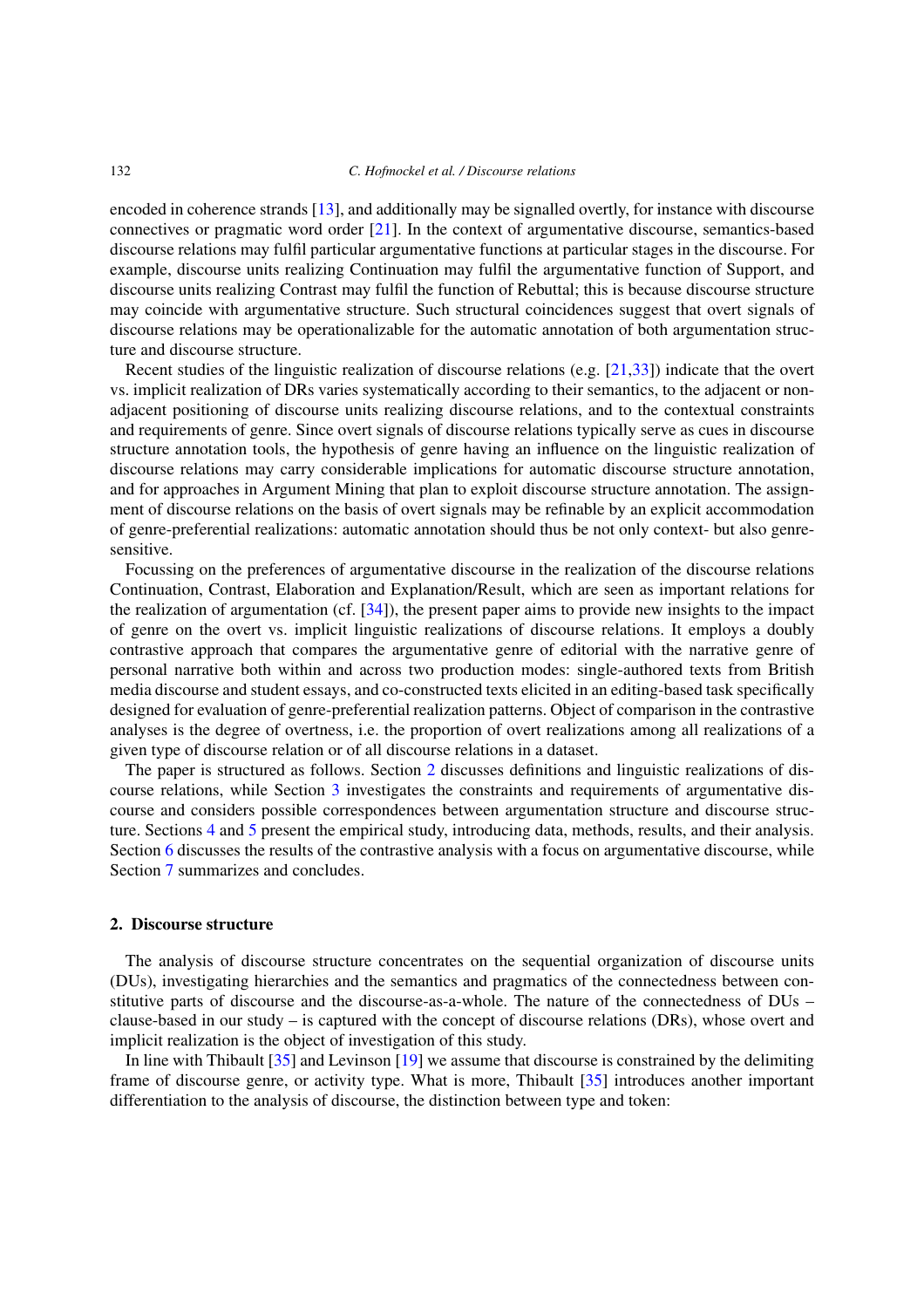encoded in coherence strands [13], and additionally may be signalled overtly, for instance with discourse connectives or pragmatic word order [21]. In the context of argumentative discourse, semantics-based discourse relations may fulfil particular argumentative functions at particular stages in the discourse. For example, discourse units realizing Continuation may fulfil the argumentative function of Support, and discourse units realizing Contrast may fulfil the function of Rebuttal; this is because discourse structure may coincide with argumentative structure. Such structural coincidences suggest that overt signals of discourse relations may be operationalizable for the automatic annotation of both argumentation structure and discourse structure.

Recent studies of the linguistic realization of discourse relations (e.g. [21,33]) indicate that the overt vs. implicit realization of DRs varies systematically according to their semantics, to the adjacent or non-adjacent positioning of discourse units realizing discourse relations, and to the contextual constraints and requirements of genre. Since overt signals of discourse relations typically serve as cues in discourse structure annotation tools, the hypothesis of genre having an influence on the linguistic realization of discourse relations may carry considerable implications for automatic discourse structure annotation, and for approaches in Argument Mining that plan to exploit discourse structure annotation. The assignment of discourse relations on the basis of overt signals may be refinable by an explicit accommodation of genre-preferential realizations: automatic annotation should thus be not only context- but also genre-sensitive.

Focussing on the preferences of argumentative discourse in the realization of the discourse relations Continuation, Contrast, Elaboration and Explanation/Result, which are seen as important relations for the realization of argumentation (cf. [34]), the present paper aims to provide new insights to the impact of genre on the overt vs. implicit linguistic realizations of discourse relations. It employs a doubly contrastive approach that compares the argumentative genre of editorial with the narrative genre of personal narrative both within and across two production modes: single-authored texts from British media discourse and student essays, and co-constructed texts elicited in an editing-based task specifically designed for evaluation of genre-preferential realization patterns. Object of comparison in the contrastive analyses is the degree of overtness, i.e. the proportion of overt realizations among all realizations of a given type of discourse relation or of all discourse relations in a dataset.

The paper is structured as follows. Section 2 discusses definitions and linguistic realizations of discourse relations, while Section 3 investigates the constraints and requirements of argumentative discourse and considers possible correspondences between argumentation structure and discourse structure. Sections 4 and 5 present the empirical study, introducing data, methods, results, and their analysis. Section 6 discusses the results of the contrastive analysis with a focus on argumentative discourse, while Section 7 summarizes and concludes.

## 2. Discourse structure

The analysis of discourse structure concentrates on the sequential organization of discourse units (DUs), investigating hierarchies and the semantics and pragmatics of the connectedness between constitutive parts of discourse and the discourse-as-a-whole. The nature of the connectedness of DUs – clause-based in our study – is captured with the concept of discourse relations (DRs), whose overt and implicit realization is the object of investigation of this study.

In line with Thibault [35] and Levinson [19] we assume that discourse is constrained by the delimiting frame of discourse genre, or activity type. What is more, Thibault [35] introduces another important differentiation to the analysis of discourse, the distinction between type and token: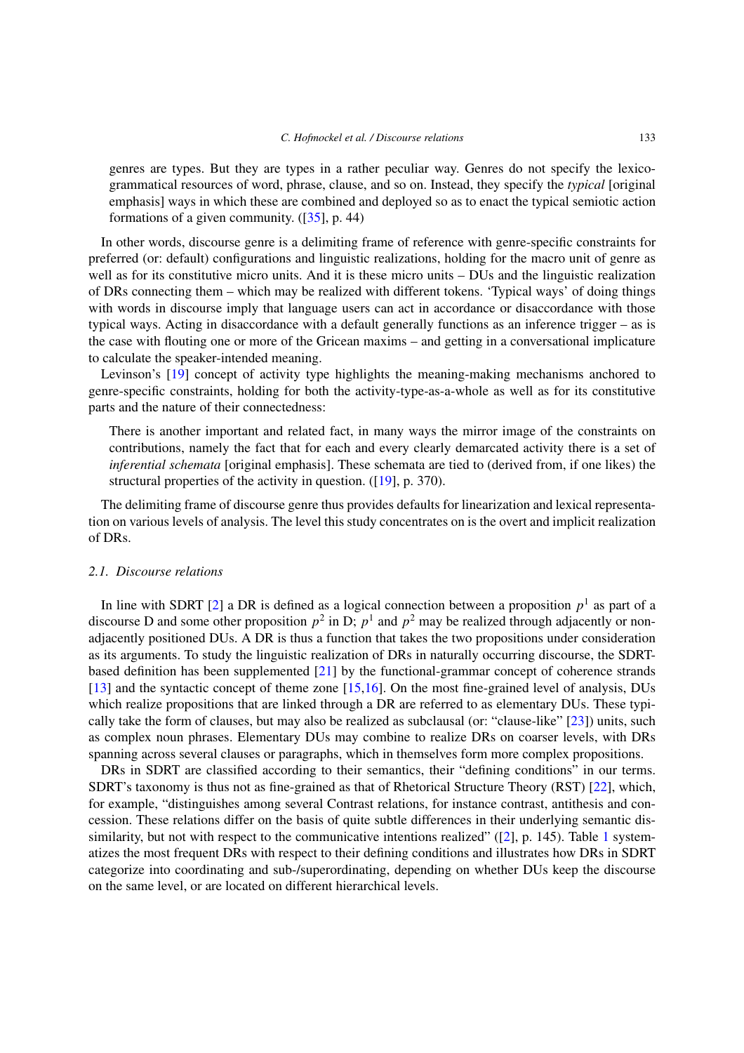> genres are types. But they are types in a rather peculiar way. Genres do not specify the lexico-grammatical resources of word, phrase, clause, and so on. Instead, they specify the *typical* [original emphasis] ways in which these are combined and deployed so as to enact the typical semiotic action formations of a given community. ([35], p. 44)

In other words, discourse genre is a delimiting frame of reference with genre-specific constraints for preferred (or: default) configurations and linguistic realizations, holding for the macro unit of genre as well as for its constitutive micro units. And it is these micro units – DUs and the linguistic realization of DRs connecting them – which may be realized with different tokens. 'Typical ways' of doing things with words in discourse imply that language users can act in accordance or disaccordance with those typical ways. Acting in disaccordance with a default generally functions as an inference trigger – as is the case with flouting one or more of the Gricean maxims – and getting in a conversational implicature to calculate the speaker-intended meaning.

Levinson's [19] concept of activity type highlights the meaning-making mechanisms anchored to genre-specific constraints, holding for both the activity-type-as-a-whole as well as for its constitutive parts and the nature of their connectedness:

> There is another important and related fact, in many ways the mirror image of the constraints on contributions, namely the fact that for each and every clearly demarcated activity there is a set of *inferential schemata* [original emphasis]. These schemata are tied to (derived from, if one likes) the structural properties of the activity in question. ([19], p. 370).

The delimiting frame of discourse genre thus provides defaults for linearization and lexical representation on various levels of analysis. The level this study concentrates on is the overt and implicit realization of DRs.

### 2.1. *Discourse relations*

In line with SDRT [2] a DR is defined as a logical connection between a proposition $p^1$ as part of a discourse D and some other proposition $p^2$ in D; $p^1$ and $p^2$ may be realized through adjacently or non-adjacently positioned DUs. A DR is thus a function that takes the two propositions under consideration as its arguments. To study the linguistic realization of DRs in naturally occurring discourse, the SDRT-based definition has been supplemented [21] by the functional-grammar concept of coherence strands [13] and the syntactic concept of theme zone [15,16]. On the most fine-grained level of analysis, DUs which realize propositions that are linked through a DR are referred to as elementary DUs. These typically take the form of clauses, but may also be realized as subclausal (or: "clause-like" [23]) units, such as complex noun phrases. Elementary DUs may combine to realize DRs on coarser levels, with DRs spanning across several clauses or paragraphs, which in themselves form more complex propositions.

DRs in SDRT are classified according to their semantics, their "defining conditions" in our terms. SDRT's taxonomy is thus not as fine-grained as that of Rhetorical Structure Theory (RST) [22], which, for example, "distinguishes among several Contrast relations, for instance contrast, antithesis and concession. These relations differ on the basis of quite subtle differences in their underlying semantic dissimilarity, but not with respect to the communicative intentions realized" ([2], p. 145). Table 1 systematizes the most frequent DRs with respect to their defining conditions and illustrates how DRs in SDRT categorize into coordinating and sub-/superordinating, depending on whether DUs keep the discourse on the same level, or are located on different hierarchical levels.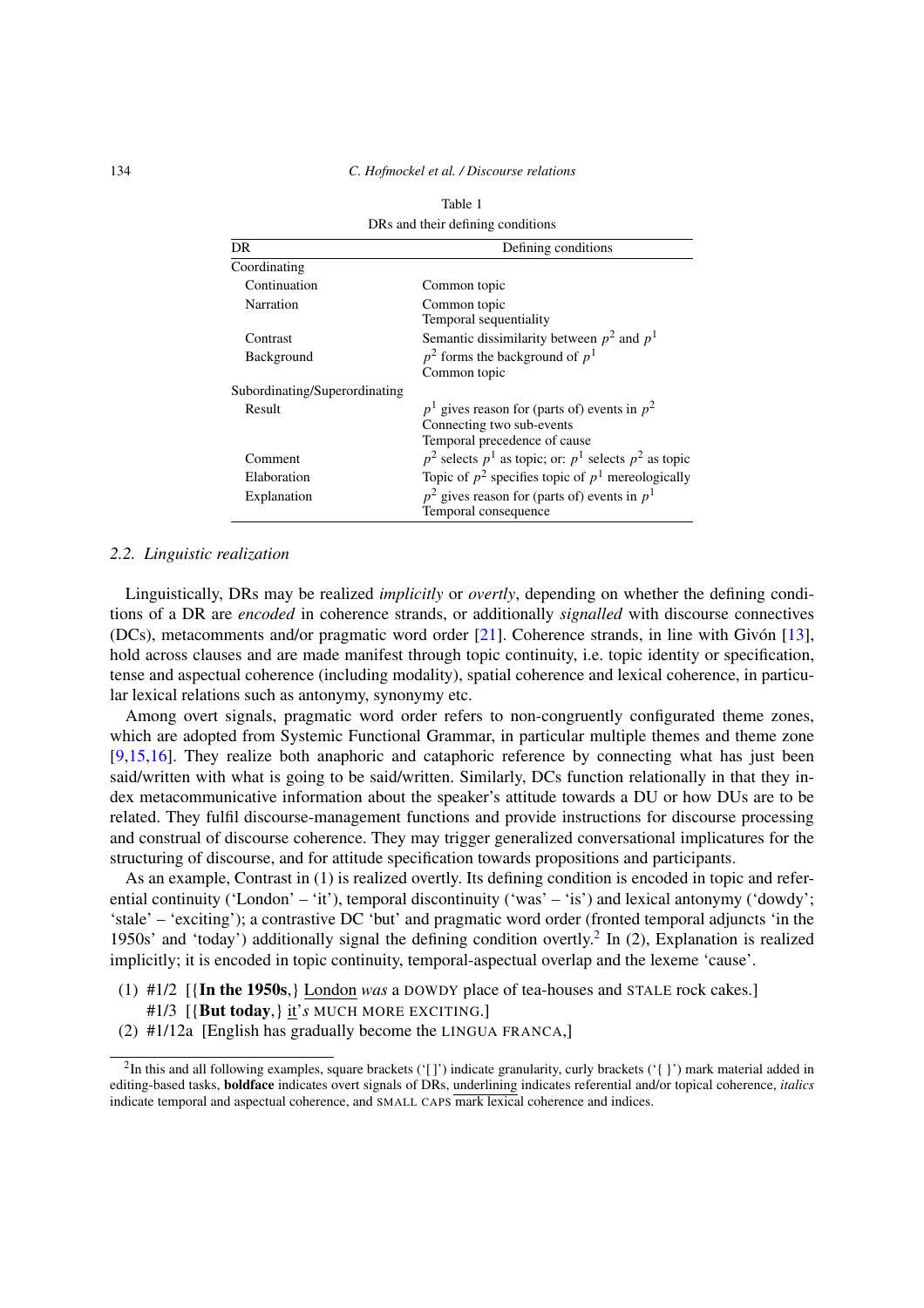Table 1

DRs and their defining conditions

| DR | Defining conditions |
|---|---|
| Coordinating | |
| Continuation | Common topic |
| Narration | Common topic<br>Temporal sequentiality |
| Contrast | Semantic dissimilarity between $p^2$ and $p^1$ |
| Background | $p^2$ forms the background of $p^1$<br>Common topic |
| Subordinating/Superordinating | |
| Result | $p^1$ gives reason for (parts of) events in $p^2$<br>Connecting two sub-events<br>Temporal precedence of cause |
| Comment | $p^2$ selects $p^1$ as topic; or: $p^1$ selects $p^2$ as topic |
| Elaboration | Topic of $p^2$ specifies topic of $p^1$ mereologically |
| Explanation | $p^2$ gives reason for (parts of) events in $p^1$<br>Temporal consequence |

### 2.2. Linguistic realization

Linguistically, DRs may be realized *implicitly* or *overtly*, depending on whether the defining conditions of a DR are *encoded* in coherence strands, or additionally *signalled* with discourse connectives (DCs), metacomments and/or pragmatic word order [21]. Coherence strands, in line with Givón [13], hold across clauses and are made manifest through topic continuity, i.e. topic identity or specification, tense and aspectual coherence (including modality), spatial coherence and lexical coherence, in particular lexical relations such as antonymy, synonymy etc.

Among overt signals, pragmatic word order refers to non-congruently configurated theme zones, which are adopted from Systemic Functional Grammar, in particular multiple themes and theme zone [9,15,16]. They realize both anaphoric and cataphoric reference by connecting what has just been said/written with what is going to be said/written. Similarly, DCs function relationally in that they index metacommunicative information about the speaker's attitude towards a DU or how DUs are to be related. They fulfil discourse-management functions and provide instructions for discourse processing and construal of discourse coherence. They may trigger generalized conversational implicatures for the structuring of discourse, and for attitude specification towards propositions and participants.

As an example, Contrast in (1) is realized overtly. Its defining condition is encoded in topic and referential continuity ('London' – 'it'), temporal discontinuity ('was' – 'is') and lexical antonymy ('dowdy'; 'stale' – 'exciting'); a contrastive DC 'but' and pragmatic word order (fronted temporal adjuncts 'in the 1950s' and 'today') additionally signal the defining condition overtly.[2] In (2), Explanation is realized implicitly; it is encoded in topic continuity, temporal-aspectual overlap and the lexeme 'cause'.

(1) #1/2 [{**In the 1950s**,} <u>London</u> *was* a DOWDY place of tea-houses and STALE rock cakes.]
    #1/3 [{**But today**,} <u>it</u>'*s* MUCH MORE EXCITING.]

(2) #1/12a [English has gradually become the LINGUA FRANCA,]

[2] In this and all following examples, square brackets ('[ ]') indicate granularity, curly brackets ('{ }') mark material added in editing-based tasks, **boldface** indicates overt signals of DRs, <u>underlining</u> indicates referential and/or topical coherence, *italics* indicate temporal and aspectual coherence, and SMALL CAPS mark lexical coherence and indices.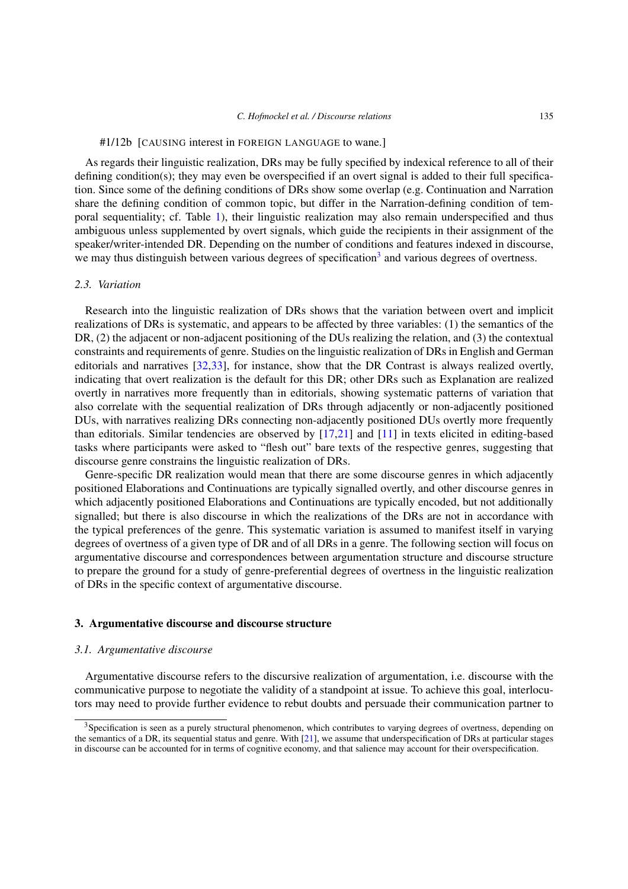#1/12b [CAUSING interest in FOREIGN LANGUAGE to wane.]

As regards their linguistic realization, DRs may be fully specified by indexical reference to all of their defining condition(s); they may even be overspecified if an overt signal is added to their full specification. Since some of the defining conditions of DRs show some overlap (e.g. Continuation and Narration share the defining condition of common topic, but differ in the Narration-defining condition of temporal sequentiality; cf. Table 1), their linguistic realization may also remain underspecified and thus ambiguous unless supplemented by overt signals, which guide the recipients in their assignment of the speaker/writer-intended DR. Depending on the number of conditions and features indexed in discourse, we may thus distinguish between various degrees of specification[3] and various degrees of overtness.

### 2.3. *Variation*

Research into the linguistic realization of DRs shows that the variation between overt and implicit realizations of DRs is systematic, and appears to be affected by three variables: (1) the semantics of the DR, (2) the adjacent or non-adjacent positioning of the DUs realizing the relation, and (3) the contextual constraints and requirements of genre. Studies on the linguistic realization of DRs in English and German editorials and narratives [32,33], for instance, show that the DR Contrast is always realized overtly, indicating that overt realization is the default for this DR; other DRs such as Explanation are realized overtly in narratives more frequently than in editorials, showing systematic patterns of variation that also correlate with the sequential realization of DRs through adjacently or non-adjacently positioned DUs, with narratives realizing DRs connecting non-adjacently positioned DUs overtly more frequently than editorials. Similar tendencies are observed by [17,21] and [11] in texts elicited in editing-based tasks where participants were asked to "flesh out" bare texts of the respective genres, suggesting that discourse genre constrains the linguistic realization of DRs.

Genre-specific DR realization would mean that there are some discourse genres in which adjacently positioned Elaborations and Continuations are typically signalled overtly, and other discourse genres in which adjacently positioned Elaborations and Continuations are typically encoded, but not additionally signalled; but there is also discourse in which the realizations of the DRs are not in accordance with the typical preferences of the genre. This systematic variation is assumed to manifest itself in varying degrees of overtness of a given type of DR and of all DRs in a genre. The following section will focus on argumentative discourse and correspondences between argumentation structure and discourse structure to prepare the ground for a study of genre-preferential degrees of overtness in the linguistic realization of DRs in the specific context of argumentative discourse.

## 3. Argumentative discourse and discourse structure

### 3.1. *Argumentative discourse*

Argumentative discourse refers to the discursive realization of argumentation, i.e. discourse with the communicative purpose to negotiate the validity of a standpoint at issue. To achieve this goal, interlocutors may need to provide further evidence to rebut doubts and persuade their communication partner to

[3] Specification is seen as a purely structural phenomenon, which contributes to varying degrees of overtness, depending on the semantics of a DR, its sequential status and genre. With [21], we assume that underspecification of DRs at particular stages in discourse can be accounted for in terms of cognitive economy, and that salience may account for their overspecification.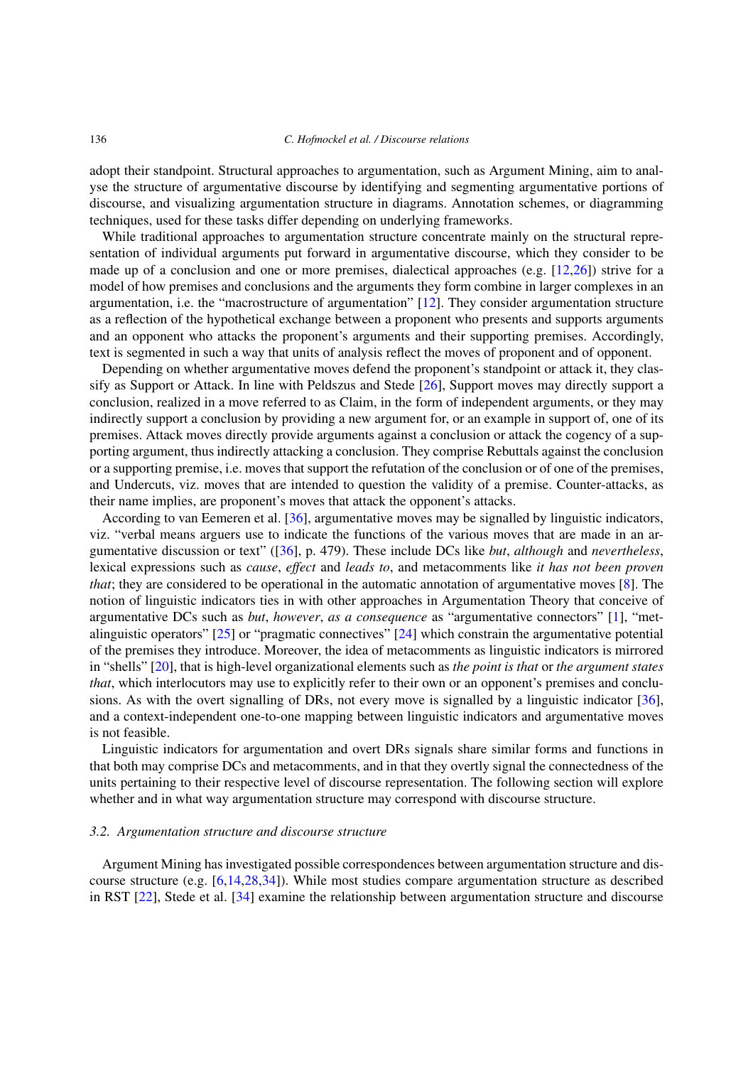adopt their standpoint. Structural approaches to argumentation, such as Argument Mining, aim to analyse the structure of argumentative discourse by identifying and segmenting argumentative portions of discourse, and visualizing argumentation structure in diagrams. Annotation schemes, or diagramming techniques, used for these tasks differ depending on underlying frameworks.

While traditional approaches to argumentation structure concentrate mainly on the structural representation of individual arguments put forward in argumentative discourse, which they consider to be made up of a conclusion and one or more premises, dialectical approaches (e.g. [12,26]) strive for a model of how premises and conclusions and the arguments they form combine in larger complexes in an argumentation, i.e. the "macrostructure of argumentation" [12]. They consider argumentation structure as a reflection of the hypothetical exchange between a proponent who presents and supports arguments and an opponent who attacks the proponent's arguments and their supporting premises. Accordingly, text is segmented in such a way that units of analysis reflect the moves of proponent and of opponent.

Depending on whether argumentative moves defend the proponent's standpoint or attack it, they classify as Support or Attack. In line with Peldszus and Stede [26], Support moves may directly support a conclusion, realized in a move referred to as Claim, in the form of independent arguments, or they may indirectly support a conclusion by providing a new argument for, or an example in support of, one of its premises. Attack moves directly provide arguments against a conclusion or attack the cogency of a supporting argument, thus indirectly attacking a conclusion. They comprise Rebuttals against the conclusion or a supporting premise, i.e. moves that support the refutation of the conclusion or of one of the premises, and Undercuts, viz. moves that are intended to question the validity of a premise. Counter-attacks, as their name implies, are proponent's moves that attack the opponent's attacks.

According to van Eemeren et al. [36], argumentative moves may be signalled by linguistic indicators, viz. "verbal means arguers use to indicate the functions of the various moves that are made in an argumentative discussion or text" ([36], p. 479). These include DCs like *but*, *although* and *nevertheless*, lexical expressions such as *cause*, *effect* and *leads to*, and metacomments like *it has not been proven that*; they are considered to be operational in the automatic annotation of argumentative moves [8]. The notion of linguistic indicators ties in with other approaches in Argumentation Theory that conceive of argumentative DCs such as *but*, *however*, *as a consequence* as "argumentative connectors" [1], "metalinguistic operators" [25] or "pragmatic connectives" [24] which constrain the argumentative potential of the premises they introduce. Moreover, the idea of metacomments as linguistic indicators is mirrored in "shells" [20], that is high-level organizational elements such as *the point is that* or *the argument states that*, which interlocutors may use to explicitly refer to their own or an opponent's premises and conclusions. As with the overt signalling of DRs, not every move is signalled by a linguistic indicator [36], and a context-independent one-to-one mapping between linguistic indicators and argumentative moves is not feasible.

Linguistic indicators for argumentation and overt DRs signals share similar forms and functions in that both may comprise DCs and metacomments, and in that they overtly signal the connectedness of the units pertaining to their respective level of discourse representation. The following section will explore whether and in what way argumentation structure may correspond with discourse structure.

### *3.2. Argumentation structure and discourse structure*

Argument Mining has investigated possible correspondences between argumentation structure and discourse structure (e.g. [6,14,28,34]). While most studies compare argumentation structure as described in RST [22], Stede et al. [34] examine the relationship between argumentation structure and discourse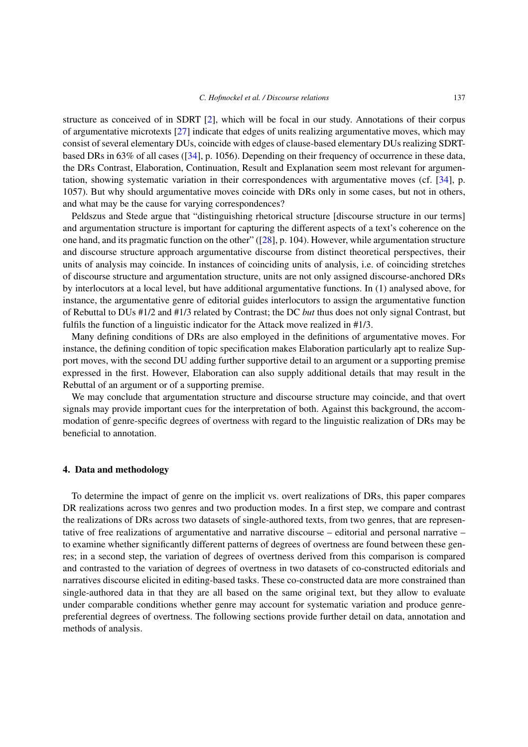structure as conceived of in SDRT [2], which will be focal in our study. Annotations of their corpus of argumentative microtexts [27] indicate that edges of units realizing argumentative moves, which may consist of several elementary DUs, coincide with edges of clause-based elementary DUs realizing SDRT-based DRs in 63% of all cases ([34], p. 1056). Depending on their frequency of occurrence in these data, the DRs Contrast, Elaboration, Continuation, Result and Explanation seem most relevant for argumentation, showing systematic variation in their correspondences with argumentative moves (cf. [34], p. 1057). But why should argumentative moves coincide with DRs only in some cases, but not in others, and what may be the cause for varying correspondences?

Peldszus and Stede argue that "distinguishing rhetorical structure [discourse structure in our terms] and argumentation structure is important for capturing the different aspects of a text's coherence on the one hand, and its pragmatic function on the other" ([28], p. 104). However, while argumentation structure and discourse structure approach argumentative discourse from distinct theoretical perspectives, their units of analysis may coincide. In instances of coinciding units of analysis, i.e. of coinciding stretches of discourse structure and argumentation structure, units are not only assigned discourse-anchored DRs by interlocutors at a local level, but have additional argumentative functions. In (1) analysed above, for instance, the argumentative genre of editorial guides interlocutors to assign the argumentative function of Rebuttal to DUs #1/2 and #1/3 related by Contrast; the DC *but* thus does not only signal Contrast, but fulfils the function of a linguistic indicator for the Attack move realized in #1/3.

Many defining conditions of DRs are also employed in the definitions of argumentative moves. For instance, the defining condition of topic specification makes Elaboration particularly apt to realize Support moves, with the second DU adding further supportive detail to an argument or a supporting premise expressed in the first. However, Elaboration can also supply additional details that may result in the Rebuttal of an argument or of a supporting premise.

We may conclude that argumentation structure and discourse structure may coincide, and that overt signals may provide important cues for the interpretation of both. Against this background, the accommodation of genre-specific degrees of overtness with regard to the linguistic realization of DRs may be beneficial to annotation.

## 4. Data and methodology

To determine the impact of genre on the implicit vs. overt realizations of DRs, this paper compares DR realizations across two genres and two production modes. In a first step, we compare and contrast the realizations of DRs across two datasets of single-authored texts, from two genres, that are representative of free realizations of argumentative and narrative discourse – editorial and personal narrative – to examine whether significantly different patterns of degrees of overtness are found between these genres; in a second step, the variation of degrees of overtness derived from this comparison is compared and contrasted to the variation of degrees of overtness in two datasets of co-constructed editorials and narratives discourse elicited in editing-based tasks. These co-constructed data are more constrained than single-authored data in that they are all based on the same original text, but they allow to evaluate under comparable conditions whether genre may account for systematic variation and produce genre-preferential degrees of overtness. The following sections provide further detail on data, annotation and methods of analysis.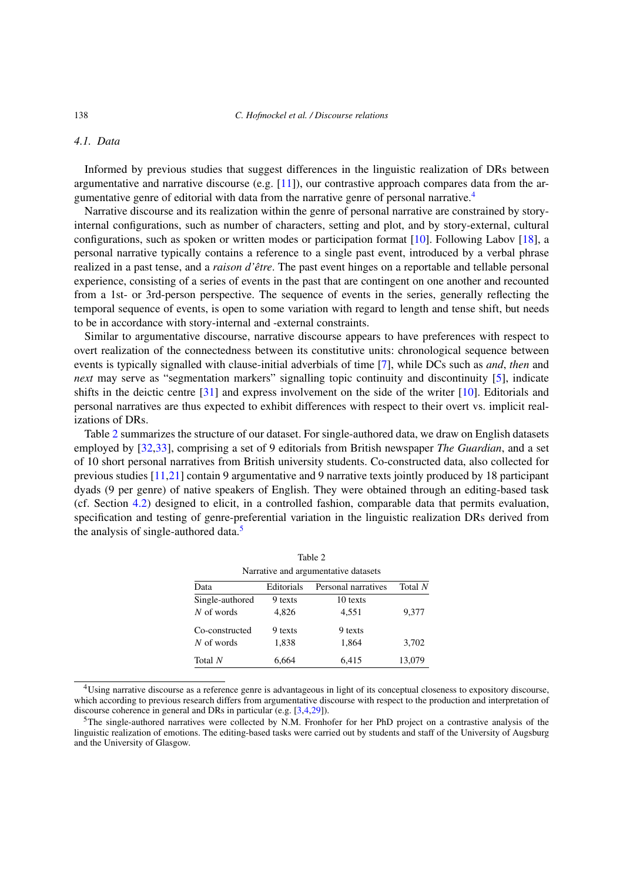### 4.1. Data

Informed by previous studies that suggest differences in the linguistic realization of DRs between argumentative and narrative discourse (e.g. [11]), our contrastive approach compares data from the argumentative genre of editorial with data from the narrative genre of personal narrative.[4]

Narrative discourse and its realization within the genre of personal narrative are constrained by story-internal configurations, such as number of characters, setting and plot, and by story-external, cultural configurations, such as spoken or written modes or participation format [10]. Following Labov [18], a personal narrative typically contains a reference to a single past event, introduced by a verbal phrase realized in a past tense, and a *raison d'être*. The past event hinges on a reportable and tellable personal experience, consisting of a series of events in the past that are contingent on one another and recounted from a 1st- or 3rd-person perspective. The sequence of events in the series, generally reflecting the temporal sequence of events, is open to some variation with regard to length and tense shift, but needs to be in accordance with story-internal and -external constraints.

Similar to argumentative discourse, narrative discourse appears to have preferences with respect to overt realization of the connectedness between its constitutive units: chronological sequence between events is typically signalled with clause-initial adverbials of time [7], while DCs such as *and*, *then* and *next* may serve as "segmentation markers" signalling topic continuity and discontinuity [5], indicate shifts in the deictic centre [31] and express involvement on the side of the writer [10]. Editorials and personal narratives are thus expected to exhibit differences with respect to their overt vs. implicit realizations of DRs.

Table 2 summarizes the structure of our dataset. For single-authored data, we draw on English datasets employed by [32,33], comprising a set of 9 editorials from British newspaper *The Guardian*, and a set of 10 short personal narratives from British university students. Co-constructed data, also collected for previous studies [11,21] contain 9 argumentative and 9 narrative texts jointly produced by 18 participant dyads (9 per genre) of native speakers of English. They were obtained through an editing-based task (cf. Section 4.2) designed to elicit, in a controlled fashion, comparable data that permits evaluation, specification and testing of genre-preferential variation in the linguistic realization DRs derived from the analysis of single-authored data.[5]

Table 2

Narrative and argumentative datasets

| Data | Editorials | Personal narratives | Total *N* |
|---|---|---|---|
| Single-authored | 9 texts | 10 texts | |
| *N* of words | 4,826 | 4,551 | 9,377 |
| Co-constructed | 9 texts | 9 texts | |
| *N* of words | 1,838 | 1,864 | 3,702 |
| Total *N* | 6,664 | 6,415 | 13,079 |

[4] Using narrative discourse as a reference genre is advantageous in light of its conceptual closeness to expository discourse, which according to previous research differs from argumentative discourse with respect to the production and interpretation of discourse coherence in general and DRs in particular (e.g. [3,4,29]).

[5] The single-authored narratives were collected by N.M. Fronhofer for her PhD project on a contrastive analysis of the linguistic realization of emotions. The editing-based tasks were carried out by students and staff of the University of Augsburg and the University of Glasgow.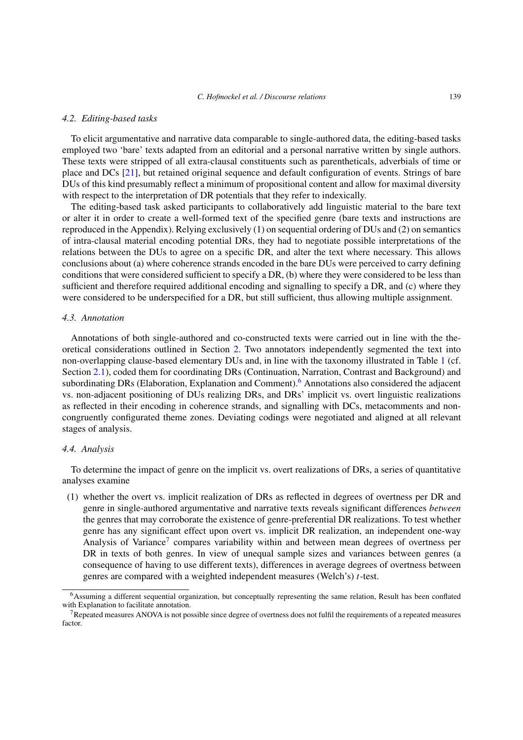### 4.2. Editing-based tasks

To elicit argumentative and narrative data comparable to single-authored data, the editing-based tasks employed two 'bare' texts adapted from an editorial and a personal narrative written by single authors. These texts were stripped of all extra-clausal constituents such as parentheticals, adverbials of time or place and DCs [21], but retained original sequence and default configuration of events. Strings of bare DUs of this kind presumably reflect a minimum of propositional content and allow for maximal diversity with respect to the interpretation of DR potentials that they refer to indexically.

The editing-based task asked participants to collaboratively add linguistic material to the bare text or alter it in order to create a well-formed text of the specified genre (bare texts and instructions are reproduced in the Appendix). Relying exclusively (1) on sequential ordering of DUs and (2) on semantics of intra-clausal material encoding potential DRs, they had to negotiate possible interpretations of the relations between the DUs to agree on a specific DR, and alter the text where necessary. This allows conclusions about (a) where coherence strands encoded in the bare DUs were perceived to carry defining conditions that were considered sufficient to specify a DR, (b) where they were considered to be less than sufficient and therefore required additional encoding and signalling to specify a DR, and (c) where they were considered to be underspecified for a DR, but still sufficient, thus allowing multiple assignment.

### 4.3. Annotation

Annotations of both single-authored and co-constructed texts were carried out in line with the theoretical considerations outlined in Section 2. Two annotators independently segmented the text into non-overlapping clause-based elementary DUs and, in line with the taxonomy illustrated in Table 1 (cf. Section 2.1), coded them for coordinating DRs (Continuation, Narration, Contrast and Background) and subordinating DRs (Elaboration, Explanation and Comment).[6] Annotations also considered the adjacent vs. non-adjacent positioning of DUs realizing DRs, and DRs' implicit vs. overt linguistic realizations as reflected in their encoding in coherence strands, and signalling with DCs, metacomments and non-congruently configurated theme zones. Deviating codings were negotiated and aligned at all relevant stages of analysis.

### 4.4. Analysis

To determine the impact of genre on the implicit vs. overt realizations of DRs, a series of quantitative analyses examine

(1) whether the overt vs. implicit realization of DRs as reflected in degrees of overtness per DR and genre in single-authored argumentative and narrative texts reveals significant differences *between* the genres that may corroborate the existence of genre-preferential DR realizations. To test whether genre has any significant effect upon overt vs. implicit DR realization, an independent one-way Analysis of Variance[7] compares variability within and between mean degrees of overtness per DR in texts of both genres. In view of unequal sample sizes and variances between genres (a consequence of having to use different texts), differences in average degrees of overtness between genres are compared with a weighted independent measures (Welch's) $t$-test.

---

[6] Assuming a different sequential organization, but conceptually representing the same relation, Result has been conflated with Explanation to facilitate annotation.

[7] Repeated measures ANOVA is not possible since degree of overtness does not fulfil the requirements of a repeated measures factor.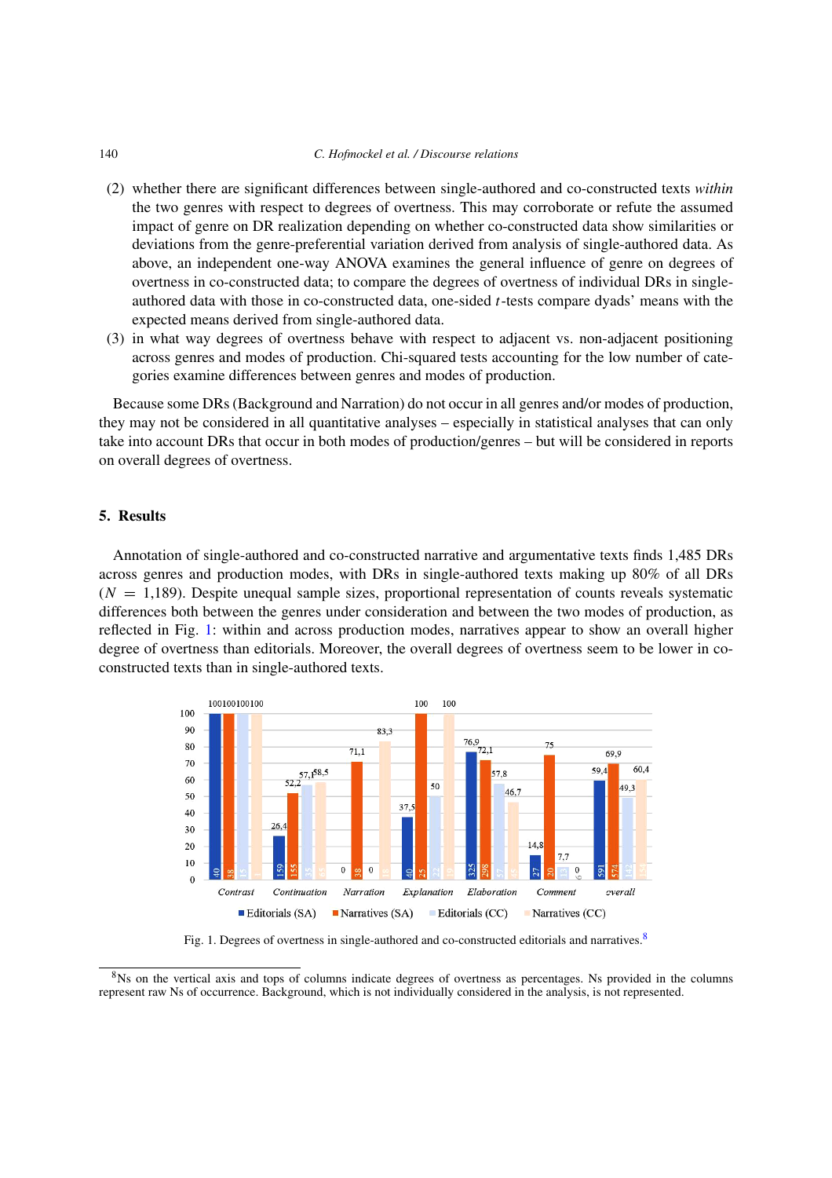(2) whether there are significant differences between single-authored and co-constructed texts *within* the two genres with respect to degrees of overtness. This may corroborate or refute the assumed impact of genre on DR realization depending on whether co-constructed data show similarities or deviations from the genre-preferential variation derived from analysis of single-authored data. As above, an independent one-way ANOVA examines the general influence of genre on degrees of overtness in co-constructed data; to compare the degrees of overtness of individual DRs in single-authored data with those in co-constructed data, one-sided $t$-tests compare dyads' means with the expected means derived from single-authored data.

(3) in what way degrees of overtness behave with respect to adjacent vs. non-adjacent positioning across genres and modes of production. Chi-squared tests accounting for the low number of categories examine differences between genres and modes of production.

Because some DRs (Background and Narration) do not occur in all genres and/or modes of production, they may not be considered in all quantitative analyses – especially in statistical analyses that can only take into account DRs that occur in both modes of production/genres – but will be considered in reports on overall degrees of overtness.

## 5. Results

Annotation of single-authored and co-constructed narrative and argumentative texts finds 1,485 DRs across genres and production modes, with DRs in single-authored texts making up 80% of all DRs ($N = 1{,}189$). Despite unequal sample sizes, proportional representation of counts reveals systematic differences both between the genres under consideration and between the two modes of production, as reflected in Fig. 1: within and across production modes, narratives appear to show an overall higher degree of overtness than editorials. Moreover, the overall degrees of overtness seem to be lower in co-constructed texts than in single-authored texts.

100 100 100 100
100
90
80
70
60
50
40
30
20
10
0
Contrast: 40 38 15 1
26,4 52,2 57,1 58,5
Continuation: 159 155 35 65
0 71,1 0 83,3
Narration: 38 18
37,5 100 50 100
Explanation: 40 25 22 19
76,9 72,1 57,8 46,7
Elaboration: 325 298 57 45
14,8 75 7,7 0
Comment: 27 20 13 6
59,4 69,9 49,3 60,4
overall: 591 574 142 154

■ Editorials (SA) ■ Narratives (SA) ■ Editorials (CC) ■ Narratives (CC)

Fig. 1. Degrees of overtness in single-authored and co-constructed editorials and narratives.[8]

[8]Ns on the vertical axis and tops of columns indicate degrees of overtness as percentages. Ns provided in the columns represent raw Ns of occurrence. Background, which is not individually considered in the analysis, is not represented.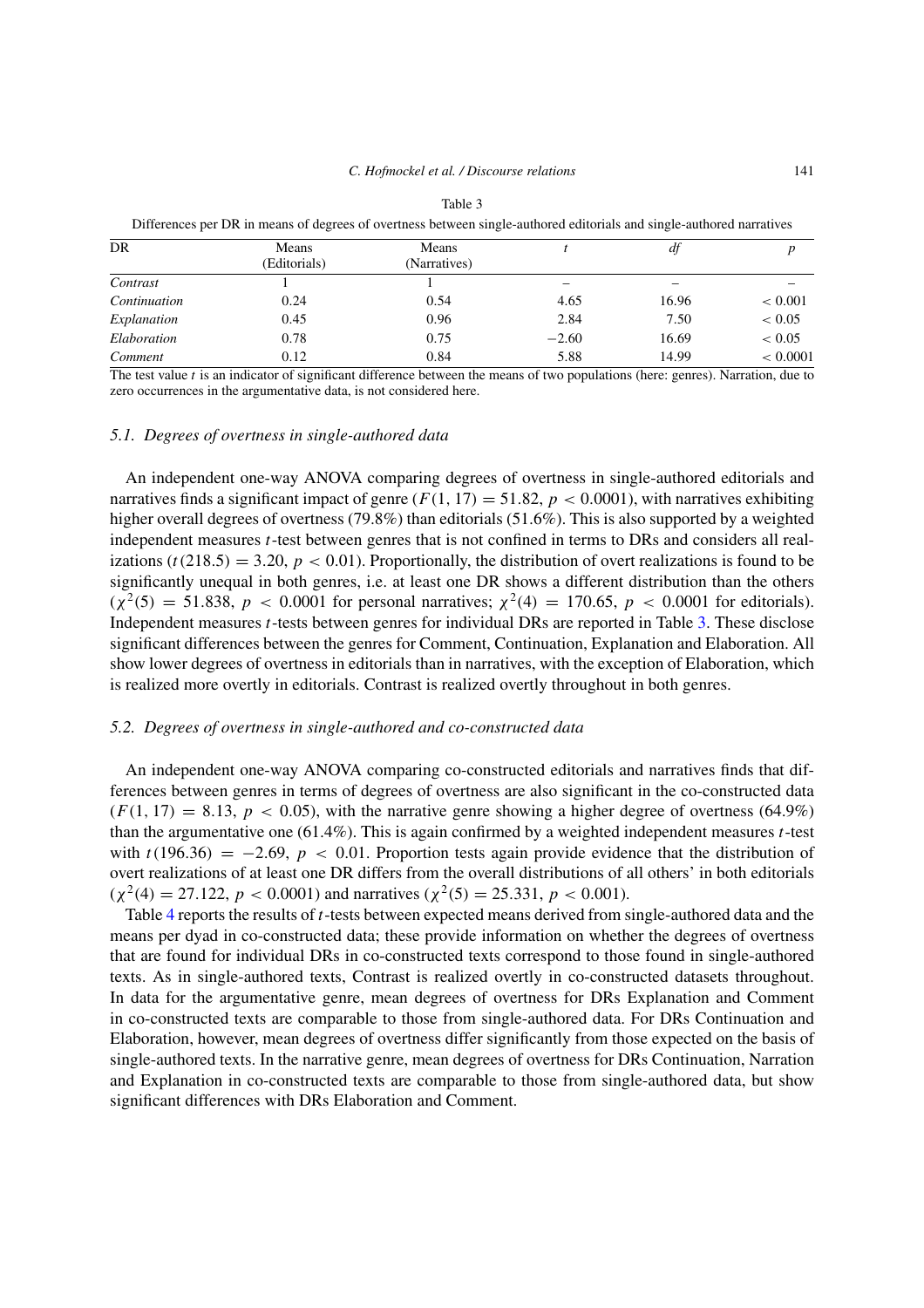Table 3

Differences per DR in means of degrees of overtness between single-authored editorials and single-authored narratives

| DR | Means (Editorials) | Means (Narratives) | $t$ | $df$ | $p$ |
|---|---|---|---|---|---|
| *Contrast* | 1 | 1 | – | – | – |
| *Continuation* | 0.24 | 0.54 | 4.65 | 16.96 | $< 0.001$ |
| *Explanation* | 0.45 | 0.96 | 2.84 | 7.50 | $< 0.05$ |
| *Elaboration* | 0.78 | 0.75 | −2.60 | 16.69 | $< 0.05$ |
| *Comment* | 0.12 | 0.84 | 5.88 | 14.99 | $< 0.0001$ |

The test value $t$ is an indicator of significant difference between the means of two populations (here: genres). Narration, due to zero occurrences in the argumentative data, is not considered here.

### 5.1. Degrees of overtness in single-authored data

An independent one-way ANOVA comparing degrees of overtness in single-authored editorials and narratives finds a significant impact of genre ($F(1, 17) = 51.82$, $p < 0.0001$), with narratives exhibiting higher overall degrees of overtness (79.8%) than editorials (51.6%). This is also supported by a weighted independent measures $t$-test between genres that is not confined in terms to DRs and considers all realizations ($t(218.5) = 3.20$, $p < 0.01$). Proportionally, the distribution of overt realizations is found to be significantly unequal in both genres, i.e. at least one DR shows a different distribution than the others ($\chi^2(5) = 51.838$, $p < 0.0001$ for personal narratives; $\chi^2(4) = 170.65$, $p < 0.0001$ for editorials). Independent measures $t$-tests between genres for individual DRs are reported in Table 3. These disclose significant differences between the genres for Comment, Continuation, Explanation and Elaboration. All show lower degrees of overtness in editorials than in narratives, with the exception of Elaboration, which is realized more overtly in editorials. Contrast is realized overtly throughout in both genres.

### 5.2. Degrees of overtness in single-authored and co-constructed data

An independent one-way ANOVA comparing co-constructed editorials and narratives finds that differences between genres in terms of degrees of overtness are also significant in the co-constructed data ($F(1, 17) = 8.13$, $p < 0.05$), with the narrative genre showing a higher degree of overtness (64.9%) than the argumentative one (61.4%). This is again confirmed by a weighted independent measures $t$-test with $t(196.36) = -2.69$, $p < 0.01$. Proportion tests again provide evidence that the distribution of overt realizations of at least one DR differs from the overall distributions of all others' in both editorials ($\chi^2(4) = 27.122$, $p < 0.0001$) and narratives ($\chi^2(5) = 25.331$, $p < 0.001$).

Table 4 reports the results of $t$-tests between expected means derived from single-authored data and the means per dyad in co-constructed data; these provide information on whether the degrees of overtness that are found for individual DRs in co-constructed texts correspond to those found in single-authored texts. As in single-authored texts, Contrast is realized overtly in co-constructed datasets throughout. In data for the argumentative genre, mean degrees of overtness for DRs Explanation and Comment in co-constructed texts are comparable to those from single-authored data. For DRs Continuation and Elaboration, however, mean degrees of overtness differ significantly from those expected on the basis of single-authored texts. In the narrative genre, mean degrees of overtness for DRs Continuation, Narration and Explanation in co-constructed texts are comparable to those from single-authored data, but show significant differences with DRs Elaboration and Comment.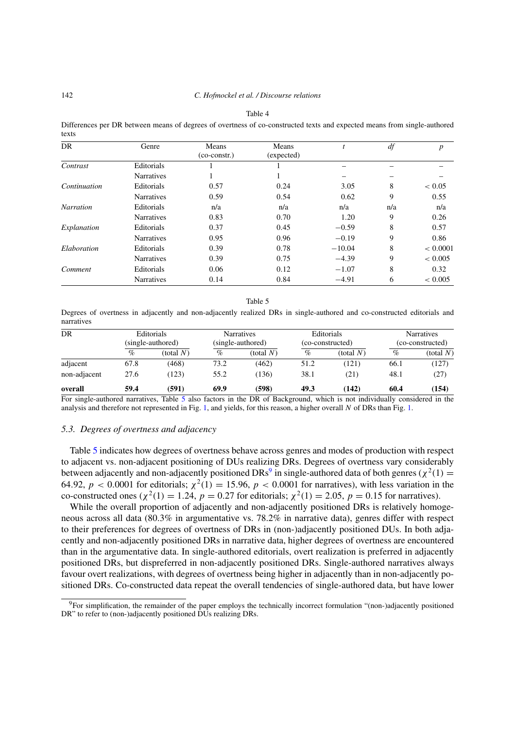Table 4

Differences per DR between means of degrees of overtness of co-constructed texts and expected means from single-authored texts

| DR | Genre | Means (co-constr.) | Means (expected) | $t$ | $df$ | $p$ |
|---|---|---|---|---|---|---|
| *Contrast* | Editorials | 1 | 1 | – | – | – |
| | Narratives | 1 | 1 | – | – | – |
| *Continuation* | Editorials | 0.57 | 0.24 | 3.05 | 8 | $< 0.05$ |
| | Narratives | 0.59 | 0.54 | 0.62 | 9 | 0.55 |
| *Narration* | Editorials | n/a | n/a | n/a | n/a | n/a |
| | Narratives | 0.83 | 0.70 | 1.20 | 9 | 0.26 |
| *Explanation* | Editorials | 0.37 | 0.45 | $-0.59$ | 8 | 0.57 |
| | Narratives | 0.95 | 0.96 | $-0.19$ | 9 | 0.86 |
| *Elaboration* | Editorials | 0.39 | 0.78 | $-10.04$ | 8 | $< 0.0001$ |
| | Narratives | 0.39 | 0.75 | $-4.39$ | 9 | $< 0.005$ |
| *Comment* | Editorials | 0.06 | 0.12 | $-1.07$ | 8 | 0.32 |
| | Narratives | 0.14 | 0.84 | $-4.91$ | 6 | $< 0.005$ |

Table 5

Degrees of overtness in adjacently and non-adjacently realized DRs in single-authored and co-constructed editorials and narratives

| DR | Editorials (single-authored) | | Narratives (single-authored) | | Editorials (co-constructed) | | Narratives (co-constructed) | |
|---|---|---|---|---|---|---|---|---|
| | % | (total $N$) | % | (total $N$) | % | (total $N$) | % | (total $N$) |
| adjacent | 67.8 | (468) | 73.2 | (462) | 51.2 | (121) | 66.1 | (127) |
| non-adjacent | 27.6 | (123) | 55.2 | (136) | 38.1 | (21) | 48.1 | (27) |
| **overall** | **59.4** | **(591)** | **69.9** | **(598)** | **49.3** | **(142)** | **60.4** | **(154)** |

For single-authored narratives, Table 5 also factors in the DR of Background, which is not individually considered in the analysis and therefore not represented in Fig. 1, and yields, for this reason, a higher overall $N$ of DRs than Fig. 1.

### 5.3. Degrees of overtness and adjacency

Table 5 indicates how degrees of overtness behave across genres and modes of production with respect to adjacent vs. non-adjacent positioning of DUs realizing DRs. Degrees of overtness vary considerably between adjacently and non-adjacently positioned DRs[9] in single-authored data of both genres ($\chi^2(1) = 64.92$, $p < 0.0001$ for editorials; $\chi^2(1) = 15.96$, $p < 0.0001$ for narratives), with less variation in the co-constructed ones ($\chi^2(1) = 1.24$, $p = 0.27$ for editorials; $\chi^2(1) = 2.05$, $p = 0.15$ for narratives).

While the overall proportion of adjacently and non-adjacently positioned DRs is relatively homogeneous across all data (80.3% in argumentative vs. 78.2% in narrative data), genres differ with respect to their preferences for degrees of overtness of DRs in (non-)adjacently positioned DUs. In both adjacently and non-adjacently positioned DRs in narrative data, higher degrees of overtness are encountered than in the argumentative data. In single-authored editorials, overt realization is preferred in adjacently positioned DRs, but dispreferred in non-adjacently positioned DRs. Single-authored narratives always favour overt realizations, with degrees of overtness being higher in adjacently than in non-adjacently positioned DRs. Co-constructed data repeat the overall tendencies of single-authored data, but have lower

[9] For simplification, the remainder of the paper employs the technically incorrect formulation "(non-)adjacently positioned DR" to refer to (non-)adjacently positioned DUs realizing DRs.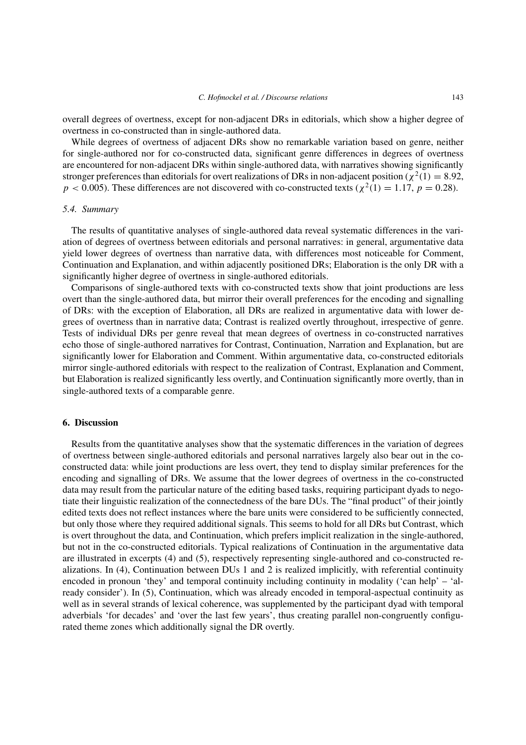overall degrees of overtness, except for non-adjacent DRs in editorials, which show a higher degree of overtness in co-constructed than in single-authored data.

While degrees of overtness of adjacent DRs show no remarkable variation based on genre, neither for single-authored nor for co-constructed data, significant genre differences in degrees of overtness are encountered for non-adjacent DRs within single-authored data, with narratives showing significantly stronger preferences than editorials for overt realizations of DRs in non-adjacent position ($\chi^2(1) = 8.92$, $p < 0.005$). These differences are not discovered with co-constructed texts ($\chi^2(1) = 1.17$, $p = 0.28$).

### 5.4. Summary

The results of quantitative analyses of single-authored data reveal systematic differences in the variation of degrees of overtness between editorials and personal narratives: in general, argumentative data yield lower degrees of overtness than narrative data, with differences most noticeable for Comment, Continuation and Explanation, and within adjacently positioned DRs; Elaboration is the only DR with a significantly higher degree of overtness in single-authored editorials.

Comparisons of single-authored texts with co-constructed texts show that joint productions are less overt than the single-authored data, but mirror their overall preferences for the encoding and signalling of DRs: with the exception of Elaboration, all DRs are realized in argumentative data with lower degrees of overtness than in narrative data; Contrast is realized overtly throughout, irrespective of genre. Tests of individual DRs per genre reveal that mean degrees of overtness in co-constructed narratives echo those of single-authored narratives for Contrast, Continuation, Narration and Explanation, but are significantly lower for Elaboration and Comment. Within argumentative data, co-constructed editorials mirror single-authored editorials with respect to the realization of Contrast, Explanation and Comment, but Elaboration is realized significantly less overtly, and Continuation significantly more overtly, than in single-authored texts of a comparable genre.

## 6. Discussion

Results from the quantitative analyses show that the systematic differences in the variation of degrees of overtness between single-authored editorials and personal narratives largely also bear out in the co-constructed data: while joint productions are less overt, they tend to display similar preferences for the encoding and signalling of DRs. We assume that the lower degrees of overtness in the co-constructed data may result from the particular nature of the editing based tasks, requiring participant dyads to negotiate their linguistic realization of the connectedness of the bare DUs. The "final product" of their jointly edited texts does not reflect instances where the bare units were considered to be sufficiently connected, but only those where they required additional signals. This seems to hold for all DRs but Contrast, which is overt throughout the data, and Continuation, which prefers implicit realization in the single-authored, but not in the co-constructed editorials. Typical realizations of Continuation in the argumentative data are illustrated in excerpts (4) and (5), respectively representing single-authored and co-constructed realizations. In (4), Continuation between DUs 1 and 2 is realized implicitly, with referential continuity encoded in pronoun 'they' and temporal continuity including continuity in modality ('can help' – 'already consider'). In (5), Continuation, which was already encoded in temporal-aspectual continuity as well as in several strands of lexical coherence, was supplemented by the participant dyad with temporal adverbials 'for decades' and 'over the last few years', thus creating parallel non-congruently configurated theme zones which additionally signal the DR overtly.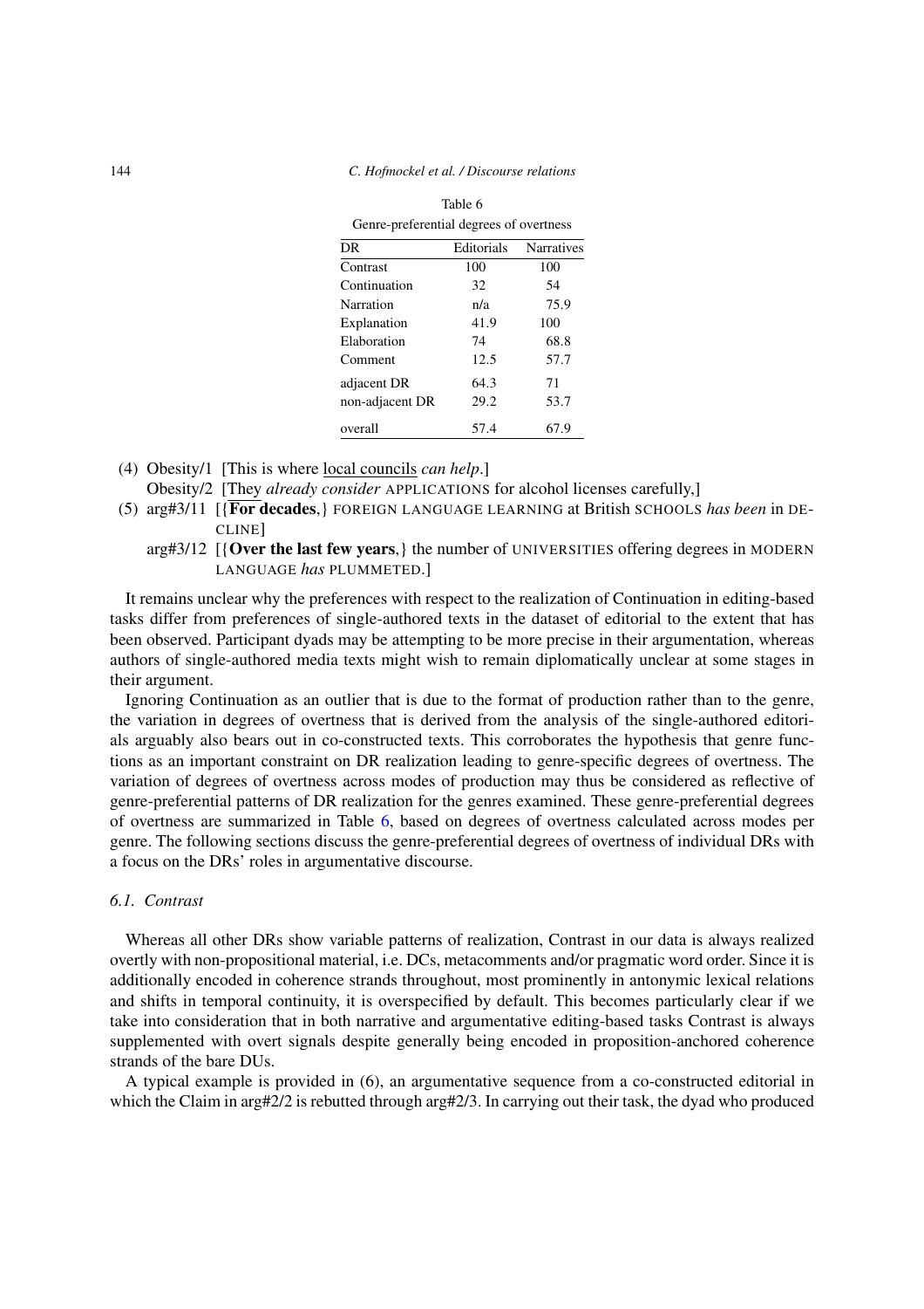Table 6

Genre-preferential degrees of overtness

| DR | Editorials | Narratives |
|---|---|---|
| Contrast | 100 | 100 |
| Continuation | 32 | 54 |
| Narration | n/a | 75.9 |
| Explanation | 41.9 | 100 |
| Elaboration | 74 | 68.8 |
| Comment | 12.5 | 57.7 |
| adjacent DR | 64.3 | 71 |
| non-adjacent DR | 29.2 | 53.7 |
| overall | 57.4 | 67.9 |

(4) Obesity/1 [This is where local councils *can help*.]
Obesity/2 [They *already consider* APPLICATIONS for alcohol licenses carefully,]

(5) arg#3/11 [{**For decades**,} FOREIGN LANGUAGE LEARNING at British SCHOOLS *has been* in DECLINE]
arg#3/12 [{**Over the last few years**,} the number of UNIVERSITIES offering degrees in MODERN LANGUAGE *has* PLUMMETED.]

It remains unclear why the preferences with respect to the realization of Continuation in editing-based tasks differ from preferences of single-authored texts in the dataset of editorial to the extent that has been observed. Participant dyads may be attempting to be more precise in their argumentation, whereas authors of single-authored media texts might wish to remain diplomatically unclear at some stages in their argument.

Ignoring Continuation as an outlier that is due to the format of production rather than to the genre, the variation in degrees of overtness that is derived from the analysis of the single-authored editorials arguably also bears out in co-constructed texts. This corroborates the hypothesis that genre functions as an important constraint on DR realization leading to genre-specific degrees of overtness. The variation of degrees of overtness across modes of production may thus be considered as reflective of genre-preferential patterns of DR realization for the genres examined. These genre-preferential degrees of overtness are summarized in Table 6, based on degrees of overtness calculated across modes per genre. The following sections discuss the genre-preferential degrees of overtness of individual DRs with a focus on the DRs' roles in argumentative discourse.

### 6.1. Contrast

Whereas all other DRs show variable patterns of realization, Contrast in our data is always realized overtly with non-propositional material, i.e. DCs, metacomments and/or pragmatic word order. Since it is additionally encoded in coherence strands throughout, most prominently in antonymic lexical relations and shifts in temporal continuity, it is overspecified by default. This becomes particularly clear if we take into consideration that in both narrative and argumentative editing-based tasks Contrast is always supplemented with overt signals despite generally being encoded in proposition-anchored coherence strands of the bare DUs.

A typical example is provided in (6), an argumentative sequence from a co-constructed editorial in which the Claim in arg#2/2 is rebutted through arg#2/3. In carrying out their task, the dyad who produced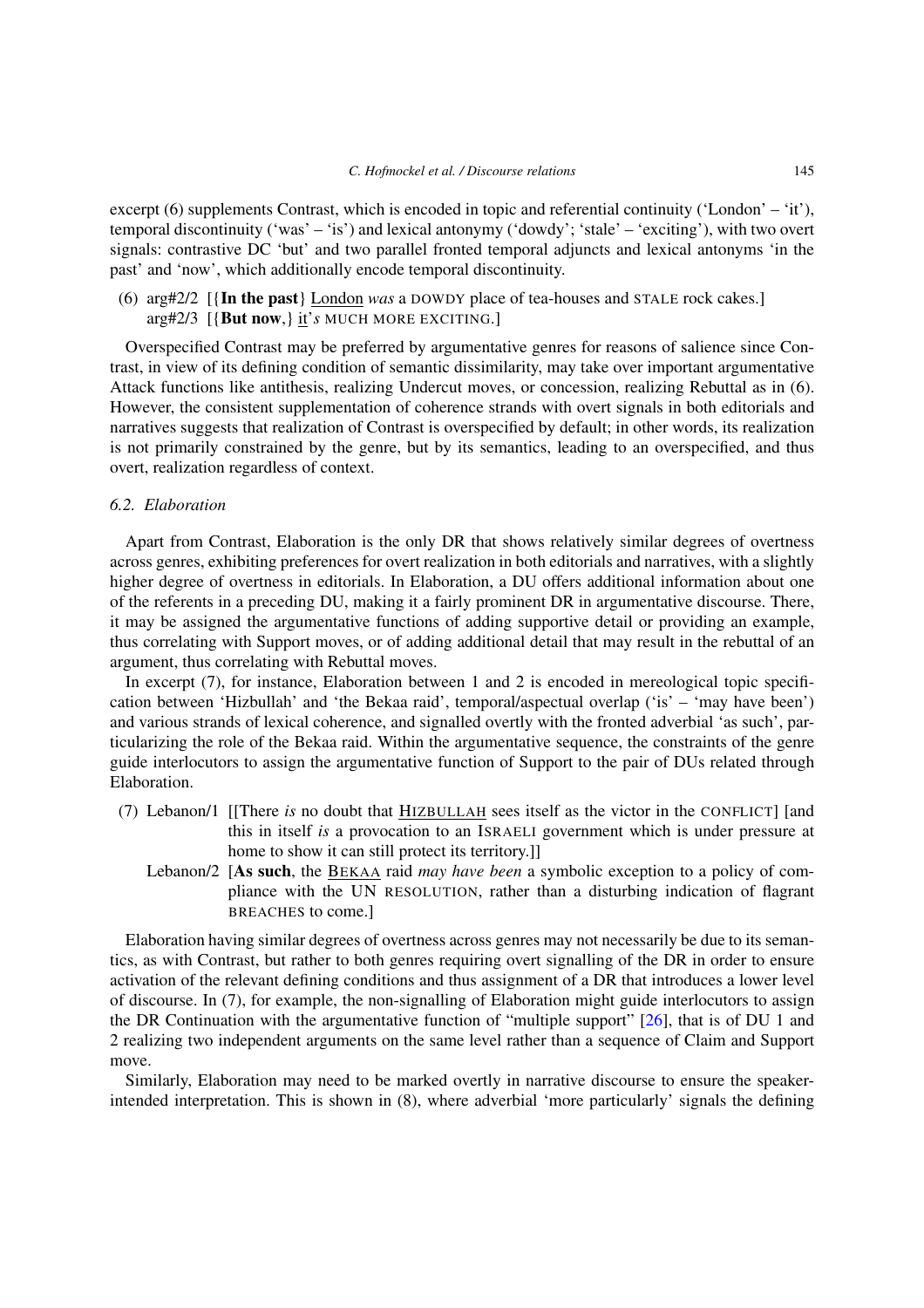excerpt (6) supplements Contrast, which is encoded in topic and referential continuity ('London' – 'it'), temporal discontinuity ('was' – 'is') and lexical antonymy ('dowdy'; 'stale' – 'exciting'), with two overt signals: contrastive DC 'but' and two parallel fronted temporal adjuncts and lexical antonyms 'in the past' and 'now', which additionally encode temporal discontinuity.

(6) arg#2/2 [{**In the past**} London *was* a DOWDY place of tea-houses and STALE rock cakes.]
arg#2/3 [{**But now**,} it'*s* MUCH MORE EXCITING.]

Overspecified Contrast may be preferred by argumentative genres for reasons of salience since Contrast, in view of its defining condition of semantic dissimilarity, may take over important argumentative Attack functions like antithesis, realizing Undercut moves, or concession, realizing Rebuttal as in (6). However, the consistent supplementation of coherence strands with overt signals in both editorials and narratives suggests that realization of Contrast is overspecified by default; in other words, its realization is not primarily constrained by the genre, but by its semantics, leading to an overspecified, and thus overt, realization regardless of context.

### *6.2. Elaboration*

Apart from Contrast, Elaboration is the only DR that shows relatively similar degrees of overtness across genres, exhibiting preferences for overt realization in both editorials and narratives, with a slightly higher degree of overtness in editorials. In Elaboration, a DU offers additional information about one of the referents in a preceding DU, making it a fairly prominent DR in argumentative discourse. There, it may be assigned the argumentative functions of adding supportive detail or providing an example, thus correlating with Support moves, or of adding additional detail that may result in the rebuttal of an argument, thus correlating with Rebuttal moves.

In excerpt (7), for instance, Elaboration between 1 and 2 is encoded in mereological topic specification between 'Hizbullah' and 'the Bekaa raid', temporal/aspectual overlap ('is' – 'may have been') and various strands of lexical coherence, and signalled overtly with the fronted adverbial 'as such', particularizing the role of the Bekaa raid. Within the argumentative sequence, the constraints of the genre guide interlocutors to assign the argumentative function of Support to the pair of DUs related through Elaboration.

(7) Lebanon/1 [[There *is* no doubt that HIZBULLAH sees itself as the victor in the CONFLICT] [and this in itself *is* a provocation to an ISRAELI government which is under pressure at home to show it can still protect its territory.]]
Lebanon/2 [**As such**, the BEKAA raid *may have been* a symbolic exception to a policy of compliance with the UN RESOLUTION, rather than a disturbing indication of flagrant BREACHES to come.]

Elaboration having similar degrees of overtness across genres may not necessarily be due to its semantics, as with Contrast, but rather to both genres requiring overt signalling of the DR in order to ensure activation of the relevant defining conditions and thus assignment of a DR that introduces a lower level of discourse. In (7), for example, the non-signalling of Elaboration might guide interlocutors to assign the DR Continuation with the argumentative function of "multiple support" [26], that is of DU 1 and 2 realizing two independent arguments on the same level rather than a sequence of Claim and Support move.

Similarly, Elaboration may need to be marked overtly in narrative discourse to ensure the speaker-intended interpretation. This is shown in (8), where adverbial 'more particularly' signals the defining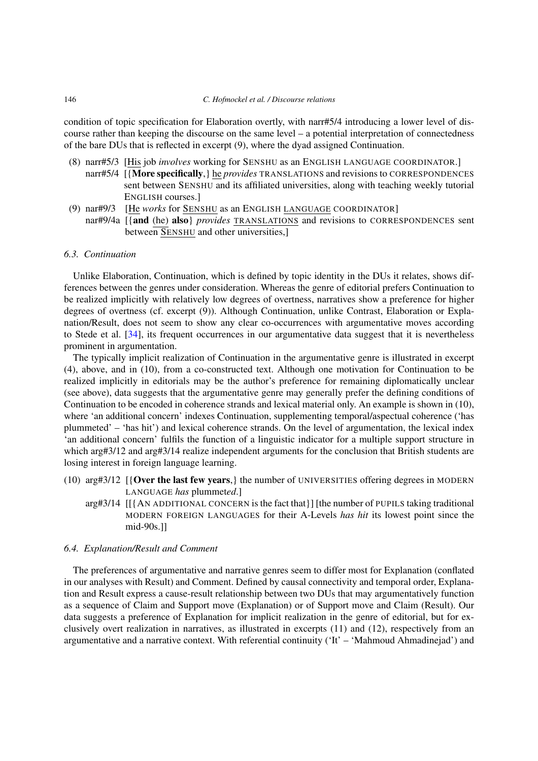condition of topic specification for Elaboration overtly, with narr#5/4 introducing a lower level of discourse rather than keeping the discourse on the same level – a potential interpretation of connectedness of the bare DUs that is reflected in excerpt (9), where the dyad assigned Continuation.

(8) narr#5/3 [His job *involves* working for SENSHU as an ENGLISH LANGUAGE COORDINATOR.]
narr#5/4 [{**More specifically**,} he *provides* TRANSLATIONS and revisions to CORRESPONDENCES sent between SENSHU and its affiliated universities, along with teaching weekly tutorial ENGLISH courses.]

(9) nar#9/3 [He *works* for SENSHU as an ENGLISH LANGUAGE COORDINATOR]
nar#9/4a [{**and** (he) **also**} *provides* TRANSLATIONS and revisions to CORRESPONDENCES sent between SENSHU and other universities,]

### 6.3. Continuation

Unlike Elaboration, Continuation, which is defined by topic identity in the DUs it relates, shows differences between the genres under consideration. Whereas the genre of editorial prefers Continuation to be realized implicitly with relatively low degrees of overtness, narratives show a preference for higher degrees of overtness (cf. excerpt (9)). Although Continuation, unlike Contrast, Elaboration or Explanation/Result, does not seem to show any clear co-occurrences with argumentative moves according to Stede et al. [34], its frequent occurrences in our argumentative data suggest that it is nevertheless prominent in argumentation.

The typically implicit realization of Continuation in the argumentative genre is illustrated in excerpt (4), above, and in (10), from a co-constructed text. Although one motivation for Continuation to be realized implicitly in editorials may be the author's preference for remaining diplomatically unclear (see above), data suggests that the argumentative genre may generally prefer the defining conditions of Continuation to be encoded in coherence strands and lexical material only. An example is shown in (10), where 'an additional concern' indexes Continuation, supplementing temporal/aspectual coherence ('has plummeted' – 'has hit') and lexical coherence strands. On the level of argumentation, the lexical index 'an additional concern' fulfils the function of a linguistic indicator for a multiple support structure in which arg#3/12 and arg#3/14 realize independent arguments for the conclusion that British students are losing interest in foreign language learning.

(10) arg#3/12 [{**Over the last few years**,} the number of UNIVERSITIES offering degrees in MODERN LANGUAGE *has* plummet*ed*.]
arg#3/14 [[{AN ADDITIONAL CONCERN is the fact that}] [the number of PUPILS taking traditional MODERN FOREIGN LANGUAGES for their A-Levels *has hit* its lowest point since the mid-90s.]]

### 6.4. Explanation/Result and Comment

The preferences of argumentative and narrative genres seem to differ most for Explanation (conflated in our analyses with Result) and Comment. Defined by causal connectivity and temporal order, Explanation and Result express a cause-result relationship between two DUs that may argumentatively function as a sequence of Claim and Support move (Explanation) or of Support move and Claim (Result). Our data suggests a preference of Explanation for implicit realization in the genre of editorial, but for exclusively overt realization in narratives, as illustrated in excerpts (11) and (12), respectively from an argumentative and a narrative context. With referential continuity ('It' – 'Mahmoud Ahmadinejad') and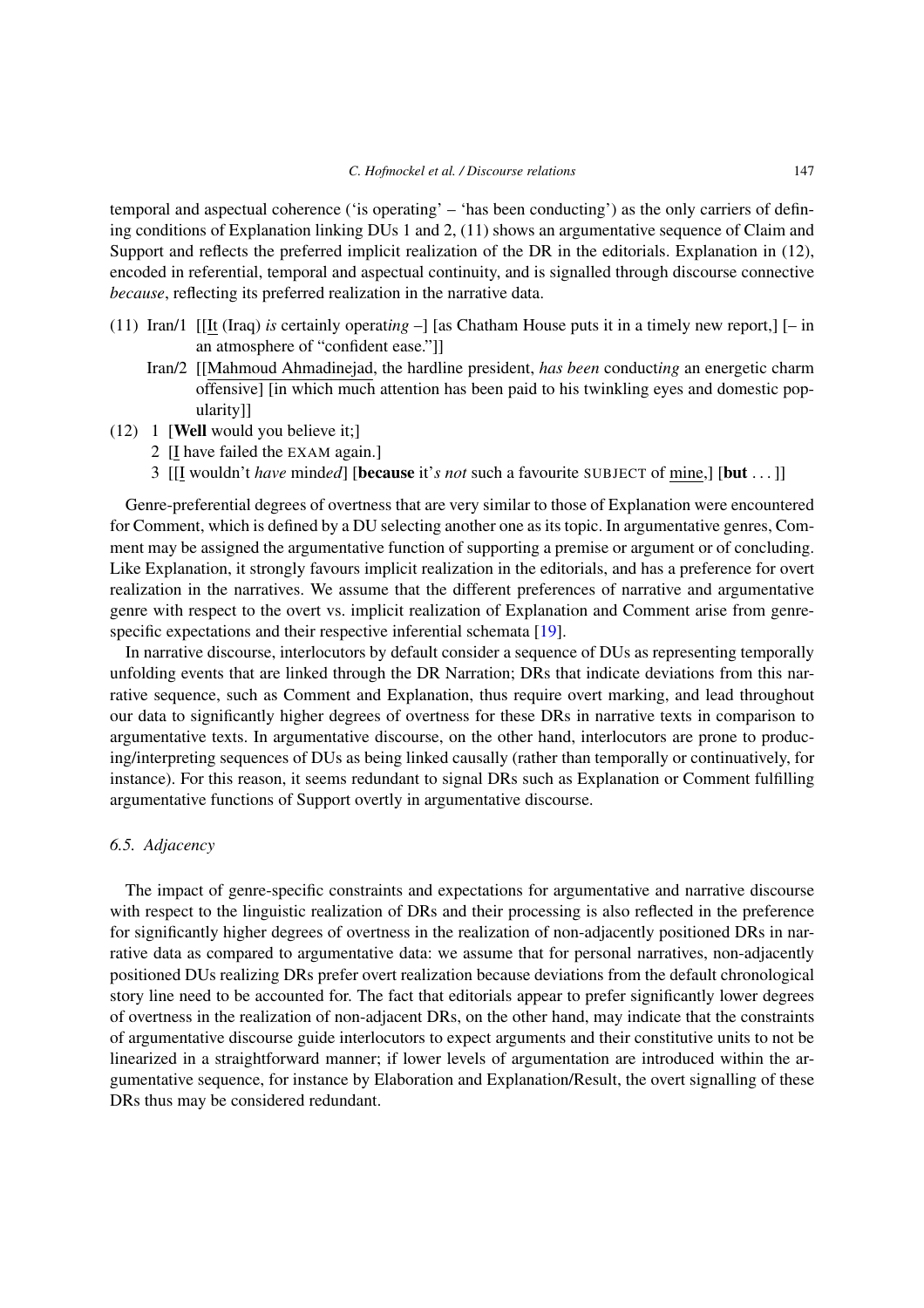temporal and aspectual coherence ('is operating' – 'has been conducting') as the only carriers of defining conditions of Explanation linking DUs 1 and 2, (11) shows an argumentative sequence of Claim and Support and reflects the preferred implicit realization of the DR in the editorials. Explanation in (12), encoded in referential, temporal and aspectual continuity, and is signalled through discourse connective *because*, reflecting its preferred realization in the narrative data.

(11) Iran/1 [[It (Iraq) *is* certainly operat*ing* –] [as Chatham House puts it in a timely new report,] [– in an atmosphere of "confident ease."]]

Iran/2 [[Mahmoud Ahmadinejad, the hardline president, *has been* conduct*ing* an energetic charm offensive] [in which much attention has been paid to his twinkling eyes and domestic popularity]]

(12) 1 [**Well** would you believe it;]

2 [I have failed the EXAM again.]

3 [[I wouldn't *have* mind*ed*] [**because** it'*s not* such a favourite SUBJECT of mine,] [**but** . . . ]]

Genre-preferential degrees of overtness that are very similar to those of Explanation were encountered for Comment, which is defined by a DU selecting another one as its topic. In argumentative genres, Comment may be assigned the argumentative function of supporting a premise or argument or of concluding. Like Explanation, it strongly favours implicit realization in the editorials, and has a preference for overt realization in the narratives. We assume that the different preferences of narrative and argumentative genre with respect to the overt vs. implicit realization of Explanation and Comment arise from genre-specific expectations and their respective inferential schemata [19].

In narrative discourse, interlocutors by default consider a sequence of DUs as representing temporally unfolding events that are linked through the DR Narration; DRs that indicate deviations from this narrative sequence, such as Comment and Explanation, thus require overt marking, and lead throughout our data to significantly higher degrees of overtness for these DRs in narrative texts in comparison to argumentative texts. In argumentative discourse, on the other hand, interlocutors are prone to producing/interpreting sequences of DUs as being linked causally (rather than temporally or continuatively, for instance). For this reason, it seems redundant to signal DRs such as Explanation or Comment fulfilling argumentative functions of Support overtly in argumentative discourse.

### *6.5. Adjacency*

The impact of genre-specific constraints and expectations for argumentative and narrative discourse with respect to the linguistic realization of DRs and their processing is also reflected in the preference for significantly higher degrees of overtness in the realization of non-adjacently positioned DRs in narrative data as compared to argumentative data: we assume that for personal narratives, non-adjacently positioned DUs realizing DRs prefer overt realization because deviations from the default chronological story line need to be accounted for. The fact that editorials appear to prefer significantly lower degrees of overtness in the realization of non-adjacent DRs, on the other hand, may indicate that the constraints of argumentative discourse guide interlocutors to expect arguments and their constitutive units to not be linearized in a straightforward manner; if lower levels of argumentation are introduced within the argumentative sequence, for instance by Elaboration and Explanation/Result, the overt signalling of these DRs thus may be considered redundant.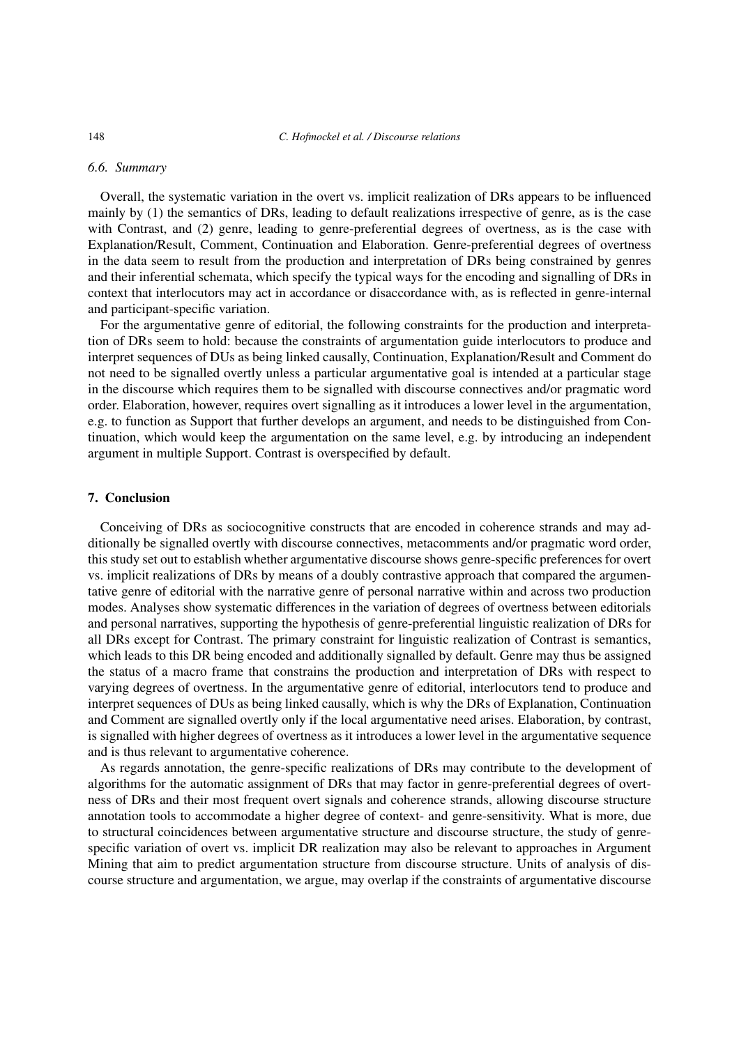### 6.6. Summary

Overall, the systematic variation in the overt vs. implicit realization of DRs appears to be influenced mainly by (1) the semantics of DRs, leading to default realizations irrespective of genre, as is the case with Contrast, and (2) genre, leading to genre-preferential degrees of overtness, as is the case with Explanation/Result, Comment, Continuation and Elaboration. Genre-preferential degrees of overtness in the data seem to result from the production and interpretation of DRs being constrained by genres and their inferential schemata, which specify the typical ways for the encoding and signalling of DRs in context that interlocutors may act in accordance or disaccordance with, as is reflected in genre-internal and participant-specific variation.

For the argumentative genre of editorial, the following constraints for the production and interpretation of DRs seem to hold: because the constraints of argumentation guide interlocutors to produce and interpret sequences of DUs as being linked causally, Continuation, Explanation/Result and Comment do not need to be signalled overtly unless a particular argumentative goal is intended at a particular stage in the discourse which requires them to be signalled with discourse connectives and/or pragmatic word order. Elaboration, however, requires overt signalling as it introduces a lower level in the argumentation, e.g. to function as Support that further develops an argument, and needs to be distinguished from Continuation, which would keep the argumentation on the same level, e.g. by introducing an independent argument in multiple Support. Contrast is overspecified by default.

## 7. Conclusion

Conceiving of DRs as sociocognitive constructs that are encoded in coherence strands and may additionally be signalled overtly with discourse connectives, metacomments and/or pragmatic word order, this study set out to establish whether argumentative discourse shows genre-specific preferences for overt vs. implicit realizations of DRs by means of a doubly contrastive approach that compared the argumentative genre of editorial with the narrative genre of personal narrative within and across two production modes. Analyses show systematic differences in the variation of degrees of overtness between editorials and personal narratives, supporting the hypothesis of genre-preferential linguistic realization of DRs for all DRs except for Contrast. The primary constraint for linguistic realization of Contrast is semantics, which leads to this DR being encoded and additionally signalled by default. Genre may thus be assigned the status of a macro frame that constrains the production and interpretation of DRs with respect to varying degrees of overtness. In the argumentative genre of editorial, interlocutors tend to produce and interpret sequences of DUs as being linked causally, which is why the DRs of Explanation, Continuation and Comment are signalled overtly only if the local argumentative need arises. Elaboration, by contrast, is signalled with higher degrees of overtness as it introduces a lower level in the argumentative sequence and is thus relevant to argumentative coherence.

As regards annotation, the genre-specific realizations of DRs may contribute to the development of algorithms for the automatic assignment of DRs that may factor in genre-preferential degrees of overtness of DRs and their most frequent overt signals and coherence strands, allowing discourse structure annotation tools to accommodate a higher degree of context- and genre-sensitivity. What is more, due to structural coincidences between argumentative structure and discourse structure, the study of genre-specific variation of overt vs. implicit DR realization may also be relevant to approaches in Argument Mining that aim to predict argumentation structure from discourse structure. Units of analysis of discourse structure and argumentation, we argue, may overlap if the constraints of argumentative discourse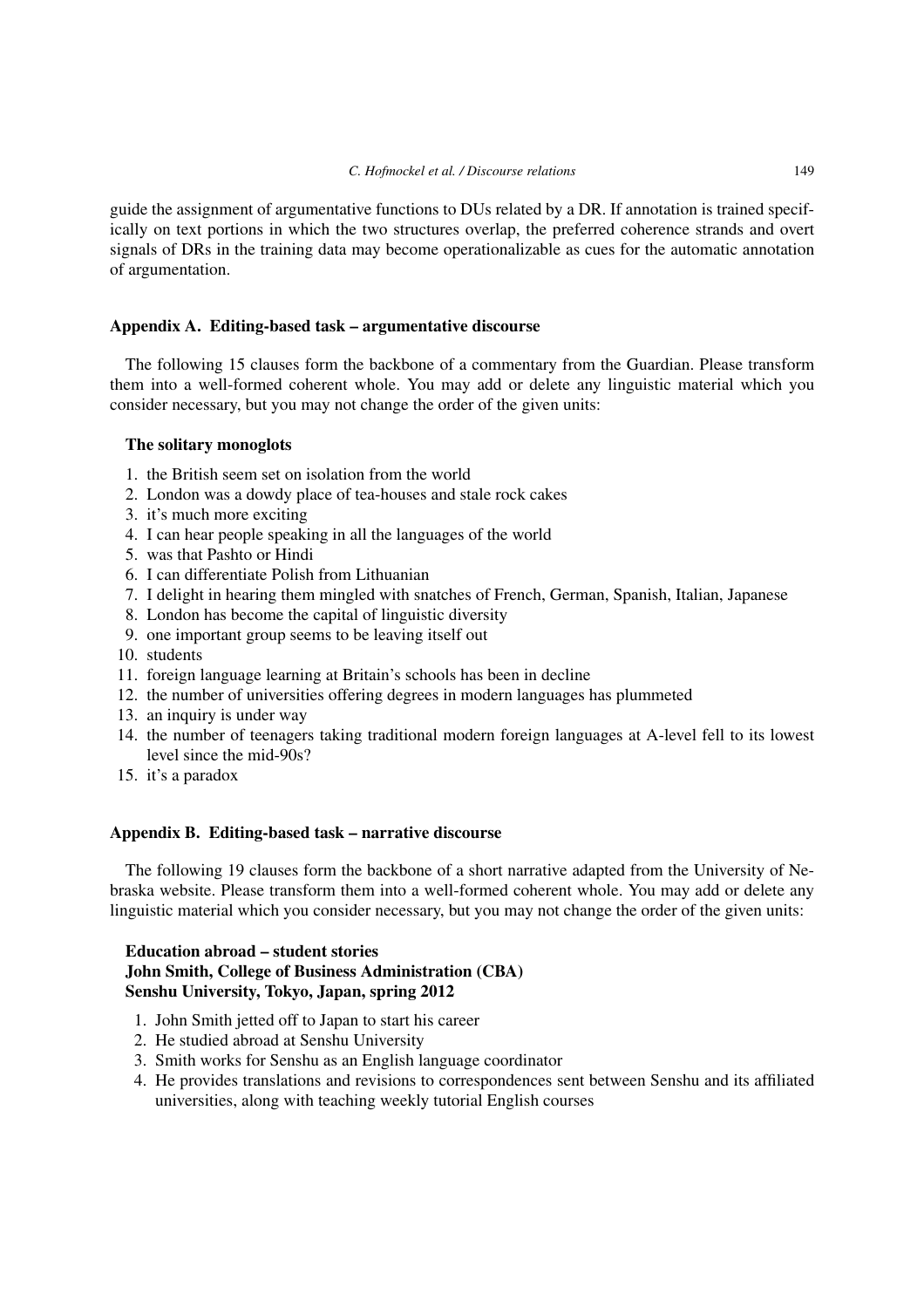guide the assignment of argumentative functions to DUs related by a DR. If annotation is trained specifically on text portions in which the two structures overlap, the preferred coherence strands and overt signals of DRs in the training data may become operationalizable as cues for the automatic annotation of argumentation.

## Appendix A. Editing-based task – argumentative discourse

The following 15 clauses form the backbone of a commentary from the Guardian. Please transform them into a well-formed coherent whole. You may add or delete any linguistic material which you consider necessary, but you may not change the order of the given units:

**The solitary monoglots**

1. the British seem set on isolation from the world
2. London was a dowdy place of tea-houses and stale rock cakes
3. it's much more exciting
4. I can hear people speaking in all the languages of the world
5. was that Pashto or Hindi
6. I can differentiate Polish from Lithuanian
7. I delight in hearing them mingled with snatches of French, German, Spanish, Italian, Japanese
8. London has become the capital of linguistic diversity
9. one important group seems to be leaving itself out
10. students
11. foreign language learning at Britain's schools has been in decline
12. the number of universities offering degrees in modern languages has plummeted
13. an inquiry is under way
14. the number of teenagers taking traditional modern foreign languages at A-level fell to its lowest level since the mid-90s?
15. it's a paradox

## Appendix B. Editing-based task – narrative discourse

The following 19 clauses form the backbone of a short narrative adapted from the University of Nebraska website. Please transform them into a well-formed coherent whole. You may add or delete any linguistic material which you consider necessary, but you may not change the order of the given units:

**Education abroad – student stories**
**John Smith, College of Business Administration (CBA)**
**Senshu University, Tokyo, Japan, spring 2012**

1. John Smith jetted off to Japan to start his career
2. He studied abroad at Senshu University
3. Smith works for Senshu as an English language coordinator
4. He provides translations and revisions to correspondences sent between Senshu and its affiliated universities, along with teaching weekly tutorial English courses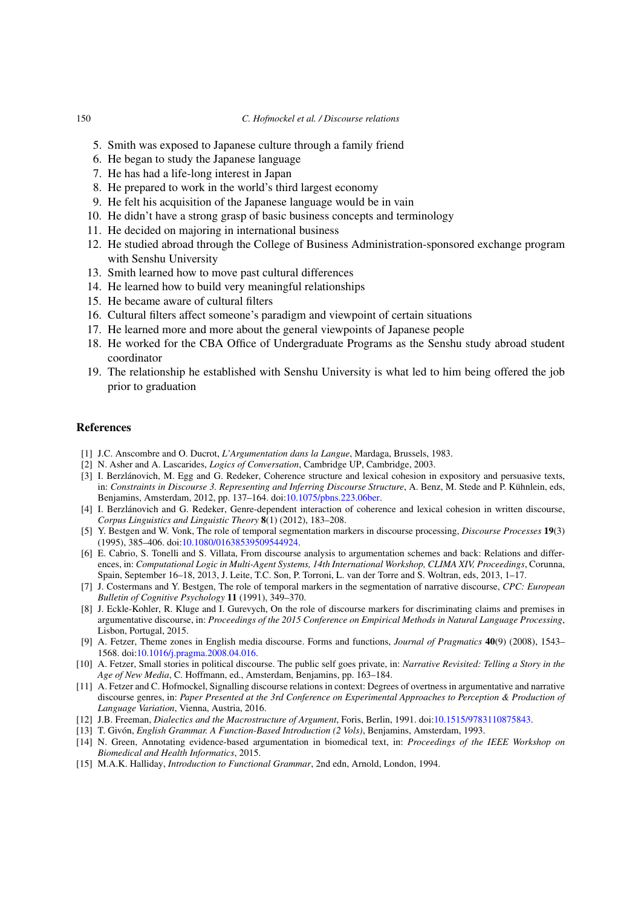5. Smith was exposed to Japanese culture through a family friend
6. He began to study the Japanese language
7. He has had a life-long interest in Japan
8. He prepared to work in the world's third largest economy
9. He felt his acquisition of the Japanese language would be in vain
10. He didn't have a strong grasp of basic business concepts and terminology
11. He decided on majoring in international business
12. He studied abroad through the College of Business Administration-sponsored exchange program with Senshu University
13. Smith learned how to move past cultural differences
14. He learned how to build very meaningful relationships
15. He became aware of cultural filters
16. Cultural filters affect someone's paradigm and viewpoint of certain situations
17. He learned more and more about the general viewpoints of Japanese people
18. He worked for the CBA Office of Undergraduate Programs as the Senshu study abroad student coordinator
19. The relationship he established with Senshu University is what led to him being offered the job prior to graduation

## References

[1] J.C. Anscombre and O. Ducrot, *L'Argumentation dans la Langue*, Mardaga, Brussels, 1983.

[2] N. Asher and A. Lascarides, *Logics of Conversation*, Cambridge UP, Cambridge, 2003.

[3] I. Berzlánovich, M. Egg and G. Redeker, Coherence structure and lexical cohesion in expository and persuasive texts, in: *Constraints in Discourse 3. Representing and Inferring Discourse Structure*, A. Benz, M. Stede and P. Kühnlein, eds, Benjamins, Amsterdam, 2012, pp. 137–164. doi:10.1075/pbns.223.06ber.

[4] I. Berzlánovich and G. Redeker, Genre-dependent interaction of coherence and lexical cohesion in written discourse, *Corpus Linguistics and Linguistic Theory* **8**(1) (2012), 183–208.

[5] Y. Bestgen and W. Vonk, The role of temporal segmentation markers in discourse processing, *Discourse Processes* **19**(3) (1995), 385–406. doi:10.1080/01638539509544924.

[6] E. Cabrio, S. Tonelli and S. Villata, From discourse analysis to argumentation schemes and back: Relations and differences, in: *Computational Logic in Multi-Agent Systems, 14th International Workshop, CLIMA XIV, Proceedings*, Corunna, Spain, September 16–18, 2013, J. Leite, T.C. Son, P. Torroni, L. van der Torre and S. Woltran, eds, 2013, 1–17.

[7] J. Costermans and Y. Bestgen, The role of temporal markers in the segmentation of narrative discourse, *CPC: European Bulletin of Cognitive Psychology* **11** (1991), 349–370.

[8] J. Eckle-Kohler, R. Kluge and I. Gurevych, On the role of discourse markers for discriminating claims and premises in argumentative discourse, in: *Proceedings of the 2015 Conference on Empirical Methods in Natural Language Processing*, Lisbon, Portugal, 2015.

[9] A. Fetzer, Theme zones in English media discourse. Forms and functions, *Journal of Pragmatics* **40**(9) (2008), 1543–1568. doi:10.1016/j.pragma.2008.04.016.

[10] A. Fetzer, Small stories in political discourse. The public self goes private, in: *Narrative Revisited: Telling a Story in the Age of New Media*, C. Hoffmann, ed., Amsterdam, Benjamins, pp. 163–184.

[11] A. Fetzer and C. Hofmockel, Signalling discourse relations in context: Degrees of overtness in argumentative and narrative discourse genres, in: *Paper Presented at the 3rd Conference on Experimental Approaches to Perception & Production of Language Variation*, Vienna, Austria, 2016.

[12] J.B. Freeman, *Dialectics and the Macrostructure of Argument*, Foris, Berlin, 1991. doi:10.1515/9783110875843.

[13] T. Givón, *English Grammar. A Function-Based Introduction (2 Vols)*, Benjamins, Amsterdam, 1993.

[14] N. Green, Annotating evidence-based argumentation in biomedical text, in: *Proceedings of the IEEE Workshop on Biomedical and Health Informatics*, 2015.

[15] M.A.K. Halliday, *Introduction to Functional Grammar*, 2nd edn, Arnold, London, 1994.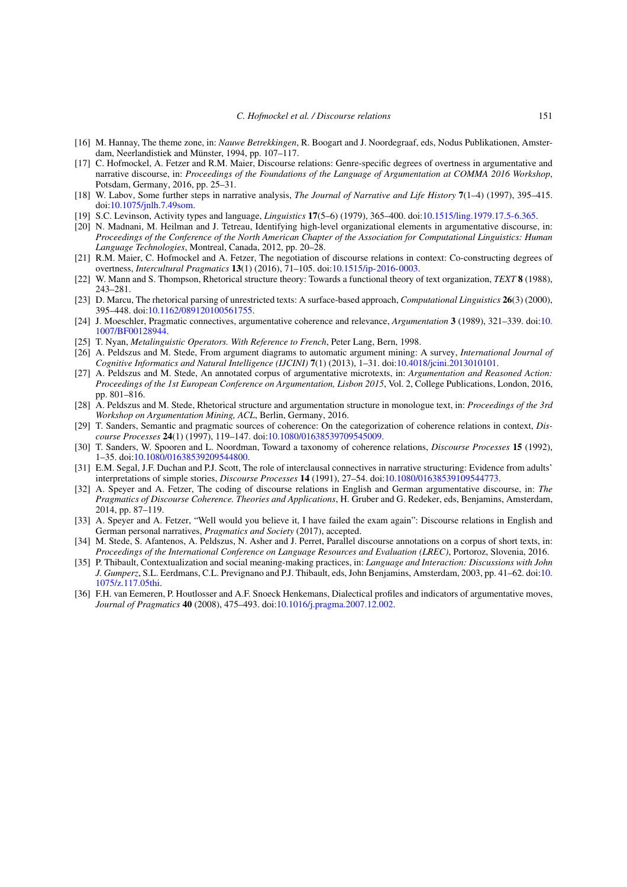[16] M. Hannay, The theme zone, in: *Nauwe Betrekkingen*, R. Boogart and J. Noordegraaf, eds, Nodus Publikationen, Amsterdam, Neerlandistiek and Münster, 1994, pp. 107–117.

[17] C. Hofmockel, A. Fetzer and R.M. Maier, Discourse relations: Genre-specific degrees of overtness in argumentative and narrative discourse, in: *Proceedings of the Foundations of the Language of Argumentation at COMMA 2016 Workshop*, Potsdam, Germany, 2016, pp. 25–31.

[18] W. Labov, Some further steps in narrative analysis, *The Journal of Narrative and Life History* **7**(1–4) (1997), 395–415. doi:10.1075/jnlh.7.49som.

[19] S.C. Levinson, Activity types and language, *Linguistics* **17**(5–6) (1979), 365–400. doi:10.1515/ling.1979.17.5-6.365.

[20] N. Madnani, M. Heilman and J. Tetreau, Identifying high-level organizational elements in argumentative discourse, in: *Proceedings of the Conference of the North American Chapter of the Association for Computational Linguistics: Human Language Technologies*, Montreal, Canada, 2012, pp. 20–28.

[21] R.M. Maier, C. Hofmockel and A. Fetzer, The negotiation of discourse relations in context: Co-constructing degrees of overtness, *Intercultural Pragmatics* **13**(1) (2016), 71–105. doi:10.1515/ip-2016-0003.

[22] W. Mann and S. Thompson, Rhetorical structure theory: Towards a functional theory of text organization, *TEXT* **8** (1988), 243–281.

[23] D. Marcu, The rhetorical parsing of unrestricted texts: A surface-based approach, *Computational Linguistics* **26**(3) (2000), 395–448. doi:10.1162/089120100561755.

[24] J. Moeschler, Pragmatic connectives, argumentative coherence and relevance, *Argumentation* **3** (1989), 321–339. doi:10.1007/BF00128944.

[25] T. Nyan, *Metalinguistic Operators. With Reference to French*, Peter Lang, Bern, 1998.

[26] A. Peldszus and M. Stede, From argument diagrams to automatic argument mining: A survey, *International Journal of Cognitive Informatics and Natural Intelligence (IJCINI)* **7**(1) (2013), 1–31. doi:10.4018/jcini.2013010101.

[27] A. Peldszus and M. Stede, An annotated corpus of argumentative microtexts, in: *Argumentation and Reasoned Action: Proceedings of the 1st European Conference on Argumentation, Lisbon 2015*, Vol. 2, College Publications, London, 2016, pp. 801–816.

[28] A. Peldszus and M. Stede, Rhetorical structure and argumentation structure in monologue text, in: *Proceedings of the 3rd Workshop on Argumentation Mining, ACL*, Berlin, Germany, 2016.

[29] T. Sanders, Semantic and pragmatic sources of coherence: On the categorization of coherence relations in context, *Discourse Processes* **24**(1) (1997), 119–147. doi:10.1080/01638539709545009.

[30] T. Sanders, W. Spooren and L. Noordman, Toward a taxonomy of coherence relations, *Discourse Processes* **15** (1992), 1–35. doi:10.1080/01638539209544800.

[31] E.M. Segal, J.F. Duchan and P.J. Scott, The role of interclausal connectives in narrative structuring: Evidence from adults' interpretations of simple stories, *Discourse Processes* **14** (1991), 27–54. doi:10.1080/01638539109544773.

[32] A. Speyer and A. Fetzer, The coding of discourse relations in English and German argumentative discourse, in: *The Pragmatics of Discourse Coherence. Theories and Applications*, H. Gruber and G. Redeker, eds, Benjamins, Amsterdam, 2014, pp. 87–119.

[33] A. Speyer and A. Fetzer, "Well would you believe it, I have failed the exam again": Discourse relations in English and German personal narratives, *Pragmatics and Society* (2017), accepted.

[34] M. Stede, S. Afantenos, A. Peldszus, N. Asher and J. Perret, Parallel discourse annotations on a corpus of short texts, in: *Proceedings of the International Conference on Language Resources and Evaluation (LREC)*, Portoroz, Slovenia, 2016.

[35] P. Thibault, Contextualization and social meaning-making practices, in: *Language and Interaction: Discussions with John J. Gumperz*, S.L. Eerdmans, C.L. Prevignano and P.J. Thibault, eds, John Benjamins, Amsterdam, 2003, pp. 41–62. doi:10.1075/z.117.05thi.

[36] F.H. van Eemeren, P. Houtlosser and A.F. Snoeck Henkemans, Dialectical profiles and indicators of argumentative moves, *Journal of Pragmatics* **40** (2008), 475–493. doi:10.1016/j.pragma.2007.12.002.